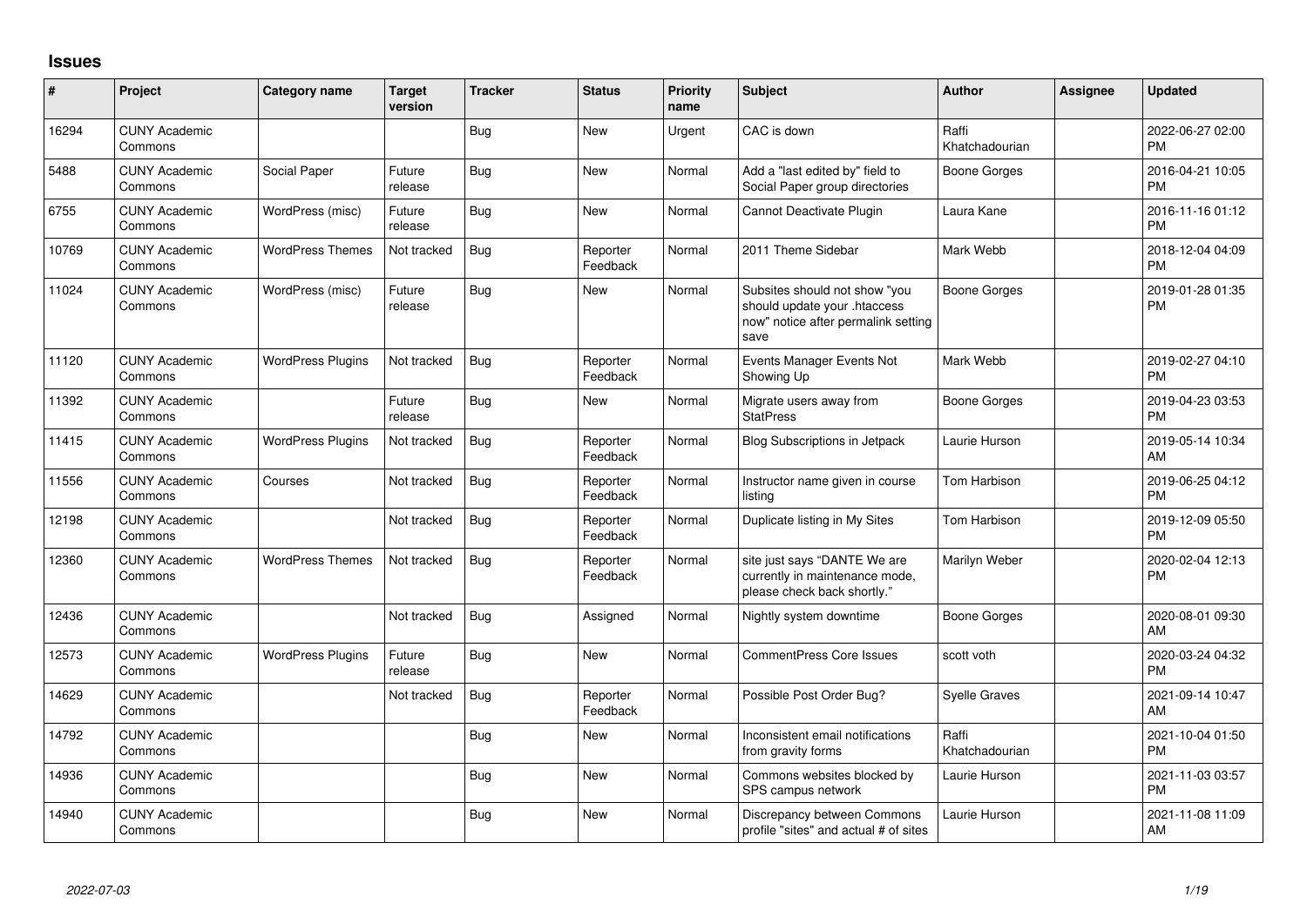## Issues

| # | Project | Category name | Target version | Tracker | Status | Priority name | Subject | Author | Assignee | Updated |
|---|---|---|---|---|---|---|---|---|---|---|
| 16294 | CUNY Academic Commons | | | Bug | New | Urgent | CAC is down | Raffi Khatchadourian | | 2022-06-27 02:00 PM |
| 5488 | CUNY Academic Commons | Social Paper | Future release | Bug | New | Normal | Add a "last edited by" field to Social Paper group directories | Boone Gorges | | 2016-04-21 10:05 PM |
| 6755 | CUNY Academic Commons | WordPress (misc) | Future release | Bug | New | Normal | Cannot Deactivate Plugin | Laura Kane | | 2016-11-16 01:12 PM |
| 10769 | CUNY Academic Commons | WordPress Themes | Not tracked | Bug | Reporter Feedback | Normal | 2011 Theme Sidebar | Mark Webb | | 2018-12-04 04:09 PM |
| 11024 | CUNY Academic Commons | WordPress (misc) | Future release | Bug | New | Normal | Subsites should not show "you should update your .htaccess now" notice after permalink setting save | Boone Gorges | | 2019-01-28 01:35 PM |
| 11120 | CUNY Academic Commons | WordPress Plugins | Not tracked | Bug | Reporter Feedback | Normal | Events Manager Events Not Showing Up | Mark Webb | | 2019-02-27 04:10 PM |
| 11392 | CUNY Academic Commons | | Future release | Bug | New | Normal | Migrate users away from StatPress | Boone Gorges | | 2019-04-23 03:53 PM |
| 11415 | CUNY Academic Commons | WordPress Plugins | Not tracked | Bug | Reporter Feedback | Normal | Blog Subscriptions in Jetpack | Laurie Hurson | | 2019-05-14 10:34 AM |
| 11556 | CUNY Academic Commons | Courses | Not tracked | Bug | Reporter Feedback | Normal | Instructor name given in course listing | Tom Harbison | | 2019-06-25 04:12 PM |
| 12198 | CUNY Academic Commons | | Not tracked | Bug | Reporter Feedback | Normal | Duplicate listing in My Sites | Tom Harbison | | 2019-12-09 05:50 PM |
| 12360 | CUNY Academic Commons | WordPress Themes | Not tracked | Bug | Reporter Feedback | Normal | site just says "DANTE We are currently in maintenance mode, please check back shortly." | Marilyn Weber | | 2020-02-04 12:13 PM |
| 12436 | CUNY Academic Commons | | Not tracked | Bug | Assigned | Normal | Nightly system downtime | Boone Gorges | | 2020-08-01 09:30 AM |
| 12573 | CUNY Academic Commons | WordPress Plugins | Future release | Bug | New | Normal | CommentPress Core Issues | scott voth | | 2020-03-24 04:32 PM |
| 14629 | CUNY Academic Commons | | Not tracked | Bug | Reporter Feedback | Normal | Possible Post Order Bug? | Syelle Graves | | 2021-09-14 10:47 AM |
| 14792 | CUNY Academic Commons | | | Bug | New | Normal | Inconsistent email notifications from gravity forms | Raffi Khatchadourian | | 2021-10-04 01:50 PM |
| 14936 | CUNY Academic Commons | | | Bug | New | Normal | Commons websites blocked by SPS campus network | Laurie Hurson | | 2021-11-03 03:57 PM |
| 14940 | CUNY Academic Commons | | | Bug | New | Normal | Discrepancy between Commons profile "sites" and actual # of sites | Laurie Hurson | | 2021-11-08 11:09 AM |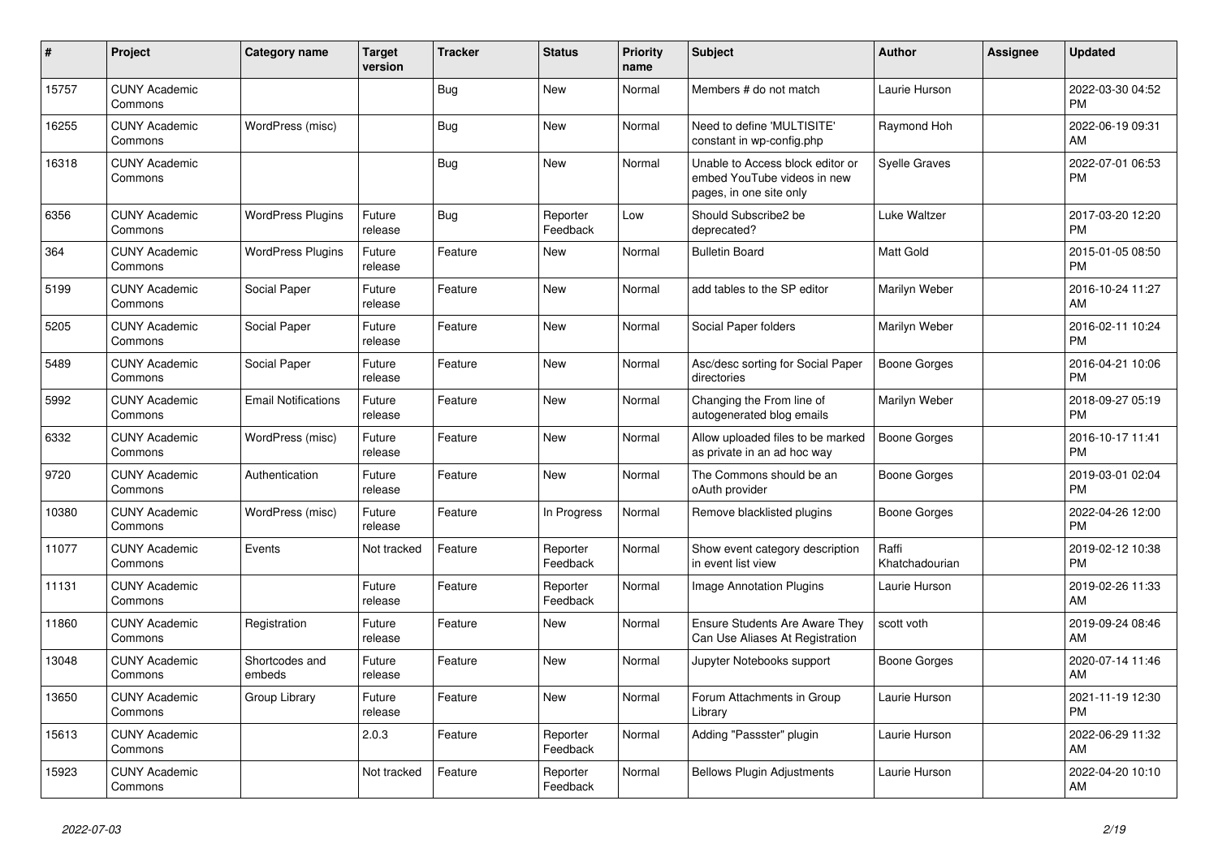| # | Project | Category name | Target version | Tracker | Status | Priority name | Subject | Author | Assignee | Updated |
|---|---|---|---|---|---|---|---|---|---|---|
| 15757 | CUNY Academic Commons | | | Bug | New | Normal | Members # do not match | Laurie Hurson | | 2022-03-30 04:52 PM |
| 16255 | CUNY Academic Commons | WordPress (misc) | | Bug | New | Normal | Need to define 'MULTISITE' constant in wp-config.php | Raymond Hoh | | 2022-06-19 09:31 AM |
| 16318 | CUNY Academic Commons | | | Bug | New | Normal | Unable to Access block editor or embed YouTube videos in new pages, in one site only | Syelle Graves | | 2022-07-01 06:53 PM |
| 6356 | CUNY Academic Commons | WordPress Plugins | Future release | Bug | Reporter Feedback | Low | Should Subscribe2 be deprecated? | Luke Waltzer | | 2017-03-20 12:20 PM |
| 364 | CUNY Academic Commons | WordPress Plugins | Future release | Feature | New | Normal | Bulletin Board | Matt Gold | | 2015-01-05 08:50 PM |
| 5199 | CUNY Academic Commons | Social Paper | Future release | Feature | New | Normal | add tables to the SP editor | Marilyn Weber | | 2016-10-24 11:27 AM |
| 5205 | CUNY Academic Commons | Social Paper | Future release | Feature | New | Normal | Social Paper folders | Marilyn Weber | | 2016-02-11 10:24 PM |
| 5489 | CUNY Academic Commons | Social Paper | Future release | Feature | New | Normal | Asc/desc sorting for Social Paper directories | Boone Gorges | | 2016-04-21 10:06 PM |
| 5992 | CUNY Academic Commons | Email Notifications | Future release | Feature | New | Normal | Changing the From line of autogenerated blog emails | Marilyn Weber | | 2018-09-27 05:19 PM |
| 6332 | CUNY Academic Commons | WordPress (misc) | Future release | Feature | New | Normal | Allow uploaded files to be marked as private in an ad hoc way | Boone Gorges | | 2016-10-17 11:41 PM |
| 9720 | CUNY Academic Commons | Authentication | Future release | Feature | New | Normal | The Commons should be an oAuth provider | Boone Gorges | | 2019-03-01 02:04 PM |
| 10380 | CUNY Academic Commons | WordPress (misc) | Future release | Feature | In Progress | Normal | Remove blacklisted plugins | Boone Gorges | | 2022-04-26 12:00 PM |
| 11077 | CUNY Academic Commons | Events | Not tracked | Feature | Reporter Feedback | Normal | Show event category description in event list view | Raffi Khatchadourian | | 2019-02-12 10:38 PM |
| 11131 | CUNY Academic Commons | | Future release | Feature | Reporter Feedback | Normal | Image Annotation Plugins | Laurie Hurson | | 2019-02-26 11:33 AM |
| 11860 | CUNY Academic Commons | Registration | Future release | Feature | New | Normal | Ensure Students Are Aware They Can Use Aliases At Registration | scott voth | | 2019-09-24 08:46 AM |
| 13048 | CUNY Academic Commons | Shortcodes and embeds | Future release | Feature | New | Normal | Jupyter Notebooks support | Boone Gorges | | 2020-07-14 11:46 AM |
| 13650 | CUNY Academic Commons | Group Library | Future release | Feature | New | Normal | Forum Attachments in Group Library | Laurie Hurson | | 2021-11-19 12:30 PM |
| 15613 | CUNY Academic Commons | | 2.0.3 | Feature | Reporter Feedback | Normal | Adding "Passster" plugin | Laurie Hurson | | 2022-06-29 11:32 AM |
| 15923 | CUNY Academic Commons | | Not tracked | Feature | Reporter Feedback | Normal | Bellows Plugin Adjustments | Laurie Hurson | | 2022-04-20 10:10 AM |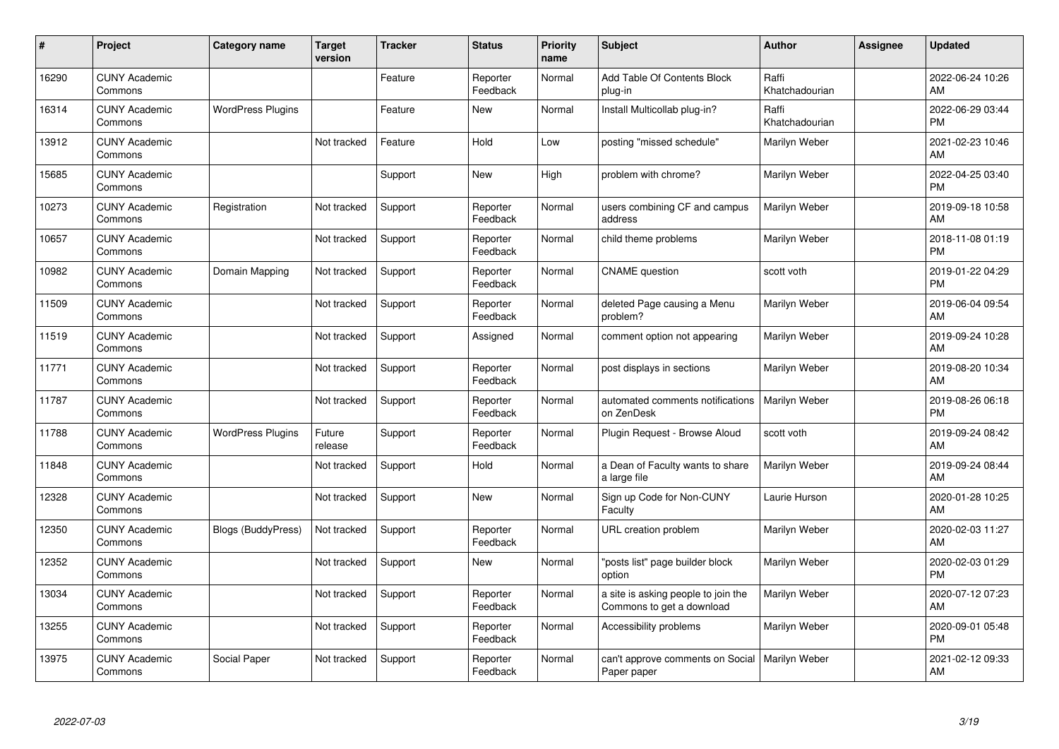| # | Project | Category name | Target version | Tracker | Status | Priority name | Subject | Author | Assignee | Updated |
|---|---|---|---|---|---|---|---|---|---|---|
| 16290 | CUNY Academic Commons | | | Feature | Reporter Feedback | Normal | Add Table Of Contents Block plug-in | Raffi Khatchadourian | | 2022-06-24 10:26 AM |
| 16314 | CUNY Academic Commons | WordPress Plugins | | Feature | New | Normal | Install Multicollab plug-in? | Raffi Khatchadourian | | 2022-06-29 03:44 PM |
| 13912 | CUNY Academic Commons | | Not tracked | Feature | Hold | Low | posting "missed schedule" | Marilyn Weber | | 2021-02-23 10:46 AM |
| 15685 | CUNY Academic Commons | | | Support | New | High | problem with chrome? | Marilyn Weber | | 2022-04-25 03:40 PM |
| 10273 | CUNY Academic Commons | Registration | Not tracked | Support | Reporter Feedback | Normal | users combining CF and campus address | Marilyn Weber | | 2019-09-18 10:58 AM |
| 10657 | CUNY Academic Commons | | Not tracked | Support | Reporter Feedback | Normal | child theme problems | Marilyn Weber | | 2018-11-08 01:19 PM |
| 10982 | CUNY Academic Commons | Domain Mapping | Not tracked | Support | Reporter Feedback | Normal | CNAME question | scott voth | | 2019-01-22 04:29 PM |
| 11509 | CUNY Academic Commons | | Not tracked | Support | Reporter Feedback | Normal | deleted Page causing a Menu problem? | Marilyn Weber | | 2019-06-04 09:54 AM |
| 11519 | CUNY Academic Commons | | Not tracked | Support | Assigned | Normal | comment option not appearing | Marilyn Weber | | 2019-09-24 10:28 AM |
| 11771 | CUNY Academic Commons | | Not tracked | Support | Reporter Feedback | Normal | post displays in sections | Marilyn Weber | | 2019-08-20 10:34 AM |
| 11787 | CUNY Academic Commons | | Not tracked | Support | Reporter Feedback | Normal | automated comments notifications on ZenDesk | Marilyn Weber | | 2019-08-26 06:18 PM |
| 11788 | CUNY Academic Commons | WordPress Plugins | Future release | Support | Reporter Feedback | Normal | Plugin Request - Browse Aloud | scott voth | | 2019-09-24 08:42 AM |
| 11848 | CUNY Academic Commons | | Not tracked | Support | Hold | Normal | a Dean of Faculty wants to share a large file | Marilyn Weber | | 2019-09-24 08:44 AM |
| 12328 | CUNY Academic Commons | | Not tracked | Support | New | Normal | Sign up Code for Non-CUNY Faculty | Laurie Hurson | | 2020-01-28 10:25 AM |
| 12350 | CUNY Academic Commons | Blogs (BuddyPress) | Not tracked | Support | Reporter Feedback | Normal | URL creation problem | Marilyn Weber | | 2020-02-03 11:27 AM |
| 12352 | CUNY Academic Commons | | Not tracked | Support | New | Normal | "posts list" page builder block option | Marilyn Weber | | 2020-02-03 01:29 PM |
| 13034 | CUNY Academic Commons | | Not tracked | Support | Reporter Feedback | Normal | a site is asking people to join the Commons to get a download | Marilyn Weber | | 2020-07-12 07:23 AM |
| 13255 | CUNY Academic Commons | | Not tracked | Support | Reporter Feedback | Normal | Accessibility problems | Marilyn Weber | | 2020-09-01 05:48 PM |
| 13975 | CUNY Academic Commons | Social Paper | Not tracked | Support | Reporter Feedback | Normal | can't approve comments on Social Paper paper | Marilyn Weber | | 2021-02-12 09:33 AM |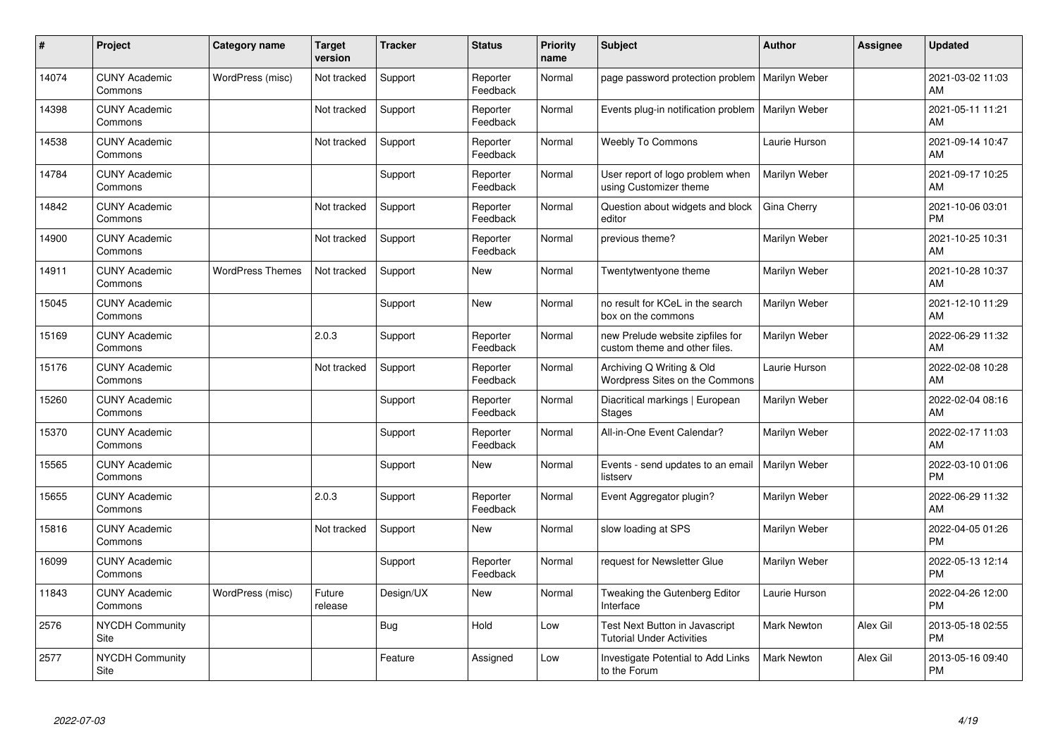| # | Project | Category name | Target version | Tracker | Status | Priority name | Subject | Author | Assignee | Updated |
|---|---|---|---|---|---|---|---|---|---|---|
| 14074 | CUNY Academic Commons | WordPress (misc) | Not tracked | Support | Reporter Feedback | Normal | page password protection problem | Marilyn Weber | | 2021-03-02 11:03 AM |
| 14398 | CUNY Academic Commons | | Not tracked | Support | Reporter Feedback | Normal | Events plug-in notification problem | Marilyn Weber | | 2021-05-11 11:21 AM |
| 14538 | CUNY Academic Commons | | Not tracked | Support | Reporter Feedback | Normal | Weebly To Commons | Laurie Hurson | | 2021-09-14 10:47 AM |
| 14784 | CUNY Academic Commons | | | Support | Reporter Feedback | Normal | User report of logo problem when using Customizer theme | Marilyn Weber | | 2021-09-17 10:25 AM |
| 14842 | CUNY Academic Commons | | Not tracked | Support | Reporter Feedback | Normal | Question about widgets and block editor | Gina Cherry | | 2021-10-06 03:01 PM |
| 14900 | CUNY Academic Commons | | Not tracked | Support | Reporter Feedback | Normal | previous theme? | Marilyn Weber | | 2021-10-25 10:31 AM |
| 14911 | CUNY Academic Commons | WordPress Themes | Not tracked | Support | New | Normal | Twentytwentyone theme | Marilyn Weber | | 2021-10-28 10:37 AM |
| 15045 | CUNY Academic Commons | | | Support | New | Normal | no result for KCeL in the search box on the commons | Marilyn Weber | | 2021-12-10 11:29 AM |
| 15169 | CUNY Academic Commons | | 2.0.3 | Support | Reporter Feedback | Normal | new Prelude website zipfiles for custom theme and other files. | Marilyn Weber | | 2022-06-29 11:32 AM |
| 15176 | CUNY Academic Commons | | Not tracked | Support | Reporter Feedback | Normal | Archiving Q Writing & Old Wordpress Sites on the Commons | Laurie Hurson | | 2022-02-08 10:28 AM |
| 15260 | CUNY Academic Commons | | | Support | Reporter Feedback | Normal | Diacritical markings \| European Stages | Marilyn Weber | | 2022-02-04 08:16 AM |
| 15370 | CUNY Academic Commons | | | Support | Reporter Feedback | Normal | All-in-One Event Calendar? | Marilyn Weber | | 2022-02-17 11:03 AM |
| 15565 | CUNY Academic Commons | | | Support | New | Normal | Events - send updates to an email listserv | Marilyn Weber | | 2022-03-10 01:06 PM |
| 15655 | CUNY Academic Commons | | 2.0.3 | Support | Reporter Feedback | Normal | Event Aggregator plugin? | Marilyn Weber | | 2022-06-29 11:32 AM |
| 15816 | CUNY Academic Commons | | Not tracked | Support | New | Normal | slow loading at SPS | Marilyn Weber | | 2022-04-05 01:26 PM |
| 16099 | CUNY Academic Commons | | | Support | Reporter Feedback | Normal | request for Newsletter Glue | Marilyn Weber | | 2022-05-13 12:14 PM |
| 11843 | CUNY Academic Commons | WordPress (misc) | Future release | Design/UX | New | Normal | Tweaking the Gutenberg Editor Interface | Laurie Hurson | | 2022-04-26 12:00 PM |
| 2576 | NYCDH Community Site | | | Bug | Hold | Low | Test Next Button in Javascript Tutorial Under Activities | Mark Newton | Alex Gil | 2013-05-18 02:55 PM |
| 2577 | NYCDH Community Site | | | Feature | Assigned | Low | Investigate Potential to Add Links to the Forum | Mark Newton | Alex Gil | 2013-05-16 09:40 PM |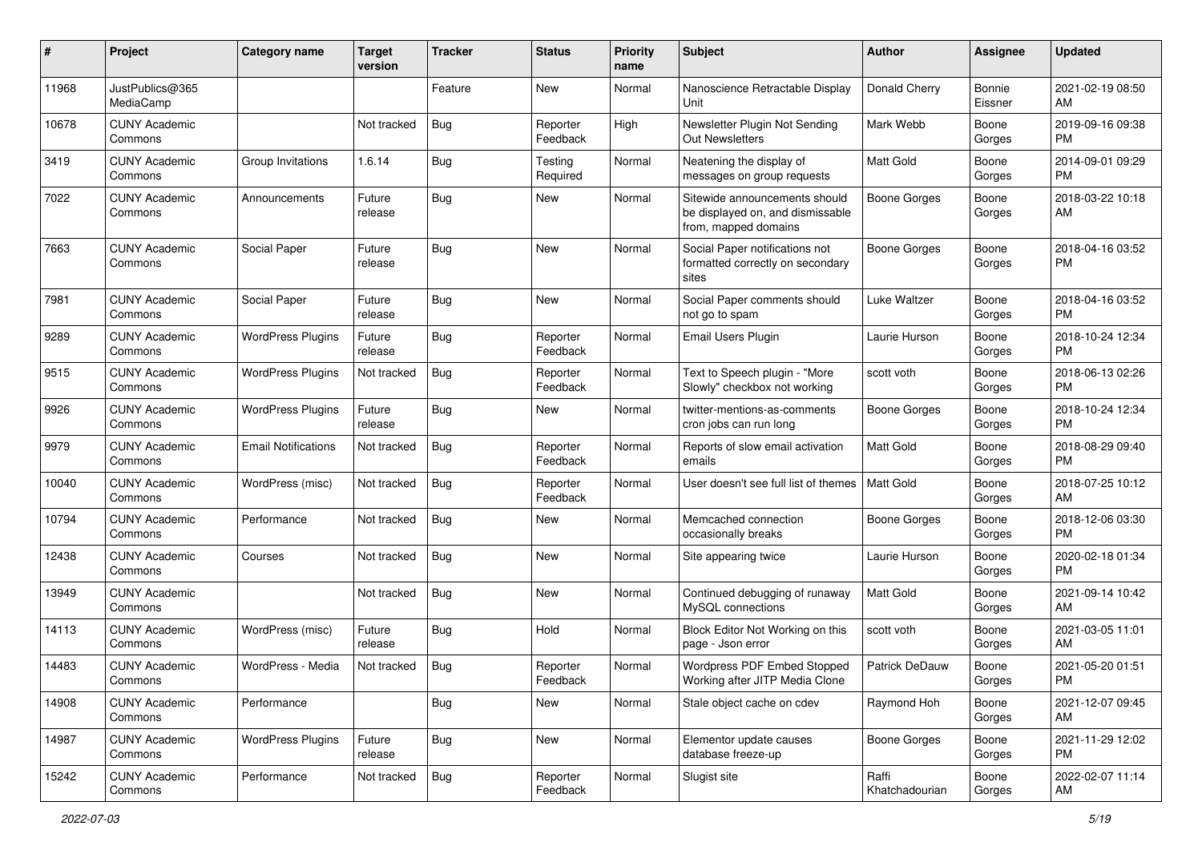| # | Project | Category name | Target version | Tracker | Status | Priority name | Subject | Author | Assignee | Updated |
|---|---|---|---|---|---|---|---|---|---|---|
| 11968 | JustPublics@365 MediaCamp | | | Feature | New | Normal | Nanoscience Retractable Display Unit | Donald Cherry | Bonnie Eissner | 2021-02-19 08:50 AM |
| 10678 | CUNY Academic Commons | | Not tracked | Bug | Reporter Feedback | High | Newsletter Plugin Not Sending Out Newsletters | Mark Webb | Boone Gorges | 2019-09-16 09:38 PM |
| 3419 | CUNY Academic Commons | Group Invitations | 1.6.14 | Bug | Testing Required | Normal | Neatening the display of messages on group requests | Matt Gold | Boone Gorges | 2014-09-01 09:29 PM |
| 7022 | CUNY Academic Commons | Announcements | Future release | Bug | New | Normal | Sitewide announcements should be displayed on, and dismissable from, mapped domains | Boone Gorges | Boone Gorges | 2018-03-22 10:18 AM |
| 7663 | CUNY Academic Commons | Social Paper | Future release | Bug | New | Normal | Social Paper notifications not formatted correctly on secondary sites | Boone Gorges | Boone Gorges | 2018-04-16 03:52 PM |
| 7981 | CUNY Academic Commons | Social Paper | Future release | Bug | New | Normal | Social Paper comments should not go to spam | Luke Waltzer | Boone Gorges | 2018-04-16 03:52 PM |
| 9289 | CUNY Academic Commons | WordPress Plugins | Future release | Bug | Reporter Feedback | Normal | Email Users Plugin | Laurie Hurson | Boone Gorges | 2018-10-24 12:34 PM |
| 9515 | CUNY Academic Commons | WordPress Plugins | Not tracked | Bug | Reporter Feedback | Normal | Text to Speech plugin - "More Slowly" checkbox not working | scott voth | Boone Gorges | 2018-06-13 02:26 PM |
| 9926 | CUNY Academic Commons | WordPress Plugins | Future release | Bug | New | Normal | twitter-mentions-as-comments cron jobs can run long | Boone Gorges | Boone Gorges | 2018-10-24 12:34 PM |
| 9979 | CUNY Academic Commons | Email Notifications | Not tracked | Bug | Reporter Feedback | Normal | Reports of slow email activation emails | Matt Gold | Boone Gorges | 2018-08-29 09:40 PM |
| 10040 | CUNY Academic Commons | WordPress (misc) | Not tracked | Bug | Reporter Feedback | Normal | User doesn't see full list of themes | Matt Gold | Boone Gorges | 2018-07-25 10:12 AM |
| 10794 | CUNY Academic Commons | Performance | Not tracked | Bug | New | Normal | Memcached connection occasionally breaks | Boone Gorges | Boone Gorges | 2018-12-06 03:30 PM |
| 12438 | CUNY Academic Commons | Courses | Not tracked | Bug | New | Normal | Site appearing twice | Laurie Hurson | Boone Gorges | 2020-02-18 01:34 PM |
| 13949 | CUNY Academic Commons | | Not tracked | Bug | New | Normal | Continued debugging of runaway MySQL connections | Matt Gold | Boone Gorges | 2021-09-14 10:42 AM |
| 14113 | CUNY Academic Commons | WordPress (misc) | Future release | Bug | Hold | Normal | Block Editor Not Working on this page - Json error | scott voth | Boone Gorges | 2021-03-05 11:01 AM |
| 14483 | CUNY Academic Commons | WordPress - Media | Not tracked | Bug | Reporter Feedback | Normal | Wordpress PDF Embed Stopped Working after JITP Media Clone | Patrick DeDauw | Boone Gorges | 2021-05-20 01:51 PM |
| 14908 | CUNY Academic Commons | Performance | | Bug | New | Normal | Stale object cache on cdev | Raymond Hoh | Boone Gorges | 2021-12-07 09:45 AM |
| 14987 | CUNY Academic Commons | WordPress Plugins | Future release | Bug | New | Normal | Elementor update causes database freeze-up | Boone Gorges | Boone Gorges | 2021-11-29 12:02 PM |
| 15242 | CUNY Academic Commons | Performance | Not tracked | Bug | Reporter Feedback | Normal | Slugist site | Raffi Khatchadourian | Boone Gorges | 2022-02-07 11:14 AM |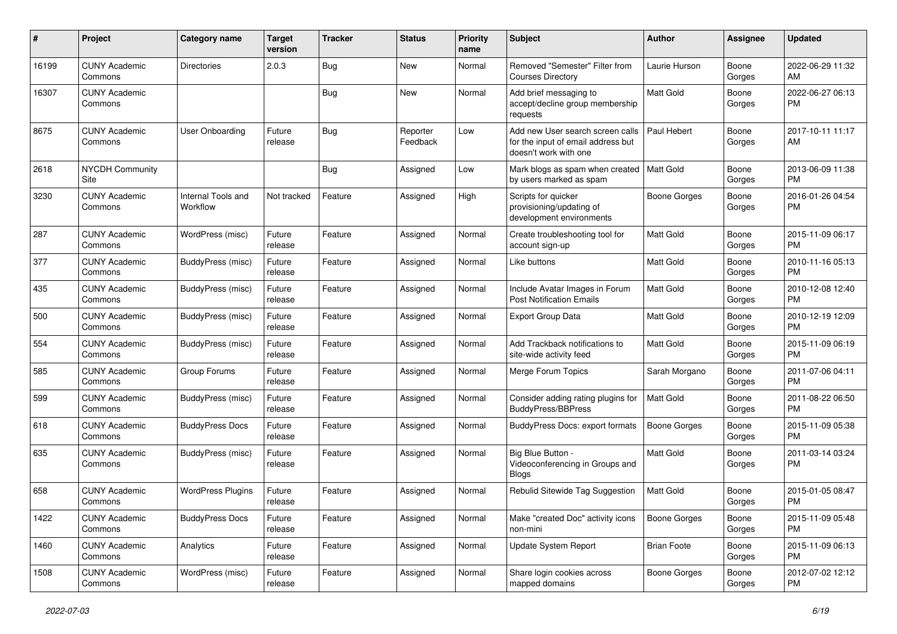| # | Project | Category name | Target version | Tracker | Status | Priority name | Subject | Author | Assignee | Updated |
|---|---|---|---|---|---|---|---|---|---|---|
| 16199 | CUNY Academic Commons | Directories | 2.0.3 | Bug | New | Normal | Removed "Semester" Filter from Courses Directory | Laurie Hurson | Boone Gorges | 2022-06-29 11:32 AM |
| 16307 | CUNY Academic Commons | | | Bug | New | Normal | Add brief messaging to accept/decline group membership requests | Matt Gold | Boone Gorges | 2022-06-27 06:13 PM |
| 8675 | CUNY Academic Commons | User Onboarding | Future release | Bug | Reporter Feedback | Low | Add new User search screen calls for the input of email address but doesn't work with one | Paul Hebert | Boone Gorges | 2017-10-11 11:17 AM |
| 2618 | NYCDH Community Site | | | Bug | Assigned | Low | Mark blogs as spam when created by users marked as spam | Matt Gold | Boone Gorges | 2013-06-09 11:38 PM |
| 3230 | CUNY Academic Commons | Internal Tools and Workflow | Not tracked | Feature | Assigned | High | Scripts for quicker provisioning/updating of development environments | Boone Gorges | Boone Gorges | 2016-01-26 04:54 PM |
| 287 | CUNY Academic Commons | WordPress (misc) | Future release | Feature | Assigned | Normal | Create troubleshooting tool for account sign-up | Matt Gold | Boone Gorges | 2015-11-09 06:17 PM |
| 377 | CUNY Academic Commons | BuddyPress (misc) | Future release | Feature | Assigned | Normal | Like buttons | Matt Gold | Boone Gorges | 2010-11-16 05:13 PM |
| 435 | CUNY Academic Commons | BuddyPress (misc) | Future release | Feature | Assigned | Normal | Include Avatar Images in Forum Post Notification Emails | Matt Gold | Boone Gorges | 2010-12-08 12:40 PM |
| 500 | CUNY Academic Commons | BuddyPress (misc) | Future release | Feature | Assigned | Normal | Export Group Data | Matt Gold | Boone Gorges | 2010-12-19 12:09 PM |
| 554 | CUNY Academic Commons | BuddyPress (misc) | Future release | Feature | Assigned | Normal | Add Trackback notifications to site-wide activity feed | Matt Gold | Boone Gorges | 2015-11-09 06:19 PM |
| 585 | CUNY Academic Commons | Group Forums | Future release | Feature | Assigned | Normal | Merge Forum Topics | Sarah Morgano | Boone Gorges | 2011-07-06 04:11 PM |
| 599 | CUNY Academic Commons | BuddyPress (misc) | Future release | Feature | Assigned | Normal | Consider adding rating plugins for BuddyPress/BBPress | Matt Gold | Boone Gorges | 2011-08-22 06:50 PM |
| 618 | CUNY Academic Commons | BuddyPress Docs | Future release | Feature | Assigned | Normal | BuddyPress Docs: export formats | Boone Gorges | Boone Gorges | 2015-11-09 05:38 PM |
| 635 | CUNY Academic Commons | BuddyPress (misc) | Future release | Feature | Assigned | Normal | Big Blue Button - Videoconferencing in Groups and Blogs | Matt Gold | Boone Gorges | 2011-03-14 03:24 PM |
| 658 | CUNY Academic Commons | WordPress Plugins | Future release | Feature | Assigned | Normal | Rebulid Sitewide Tag Suggestion | Matt Gold | Boone Gorges | 2015-01-05 08:47 PM |
| 1422 | CUNY Academic Commons | BuddyPress Docs | Future release | Feature | Assigned | Normal | Make "created Doc" activity icons non-mini | Boone Gorges | Boone Gorges | 2015-11-09 05:48 PM |
| 1460 | CUNY Academic Commons | Analytics | Future release | Feature | Assigned | Normal | Update System Report | Brian Foote | Boone Gorges | 2015-11-09 06:13 PM |
| 1508 | CUNY Academic Commons | WordPress (misc) | Future release | Feature | Assigned | Normal | Share login cookies across mapped domains | Boone Gorges | Boone Gorges | 2012-07-02 12:12 PM |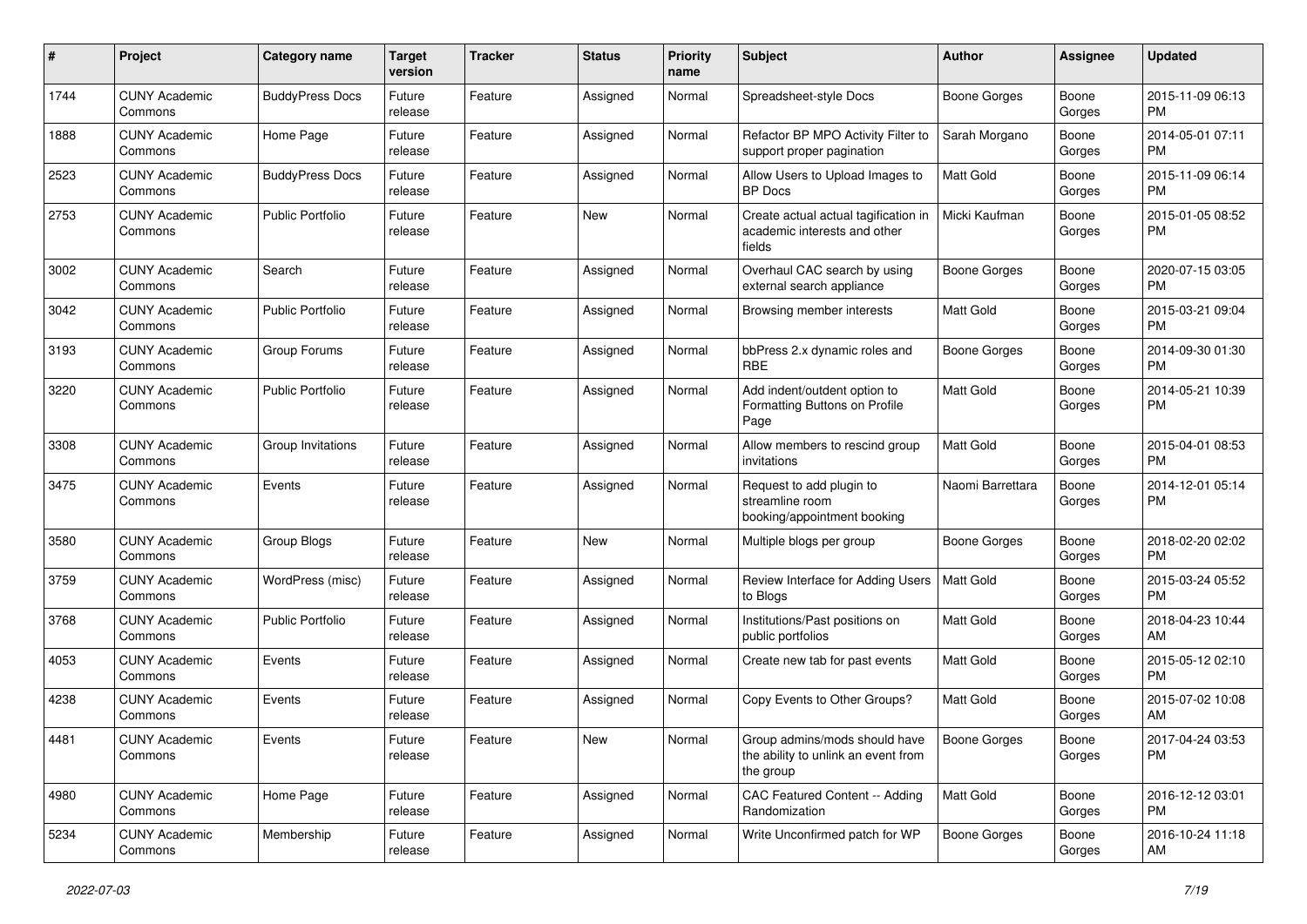| # | Project | Category name | Target version | Tracker | Status | Priority name | Subject | Author | Assignee | Updated |
|---|---|---|---|---|---|---|---|---|---|---|
| 1744 | CUNY Academic Commons | BuddyPress Docs | Future release | Feature | Assigned | Normal | Spreadsheet-style Docs | Boone Gorges | Boone Gorges | 2015-11-09 06:13 PM |
| 1888 | CUNY Academic Commons | Home Page | Future release | Feature | Assigned | Normal | Refactor BP MPO Activity Filter to support proper pagination | Sarah Morgano | Boone Gorges | 2014-05-01 07:11 PM |
| 2523 | CUNY Academic Commons | BuddyPress Docs | Future release | Feature | Assigned | Normal | Allow Users to Upload Images to BP Docs | Matt Gold | Boone Gorges | 2015-11-09 06:14 PM |
| 2753 | CUNY Academic Commons | Public Portfolio | Future release | Feature | New | Normal | Create actual actual tagification in academic interests and other fields | Micki Kaufman | Boone Gorges | 2015-01-05 08:52 PM |
| 3002 | CUNY Academic Commons | Search | Future release | Feature | Assigned | Normal | Overhaul CAC search by using external search appliance | Boone Gorges | Boone Gorges | 2020-07-15 03:05 PM |
| 3042 | CUNY Academic Commons | Public Portfolio | Future release | Feature | Assigned | Normal | Browsing member interests | Matt Gold | Boone Gorges | 2015-03-21 09:04 PM |
| 3193 | CUNY Academic Commons | Group Forums | Future release | Feature | Assigned | Normal | bbPress 2.x dynamic roles and RBE | Boone Gorges | Boone Gorges | 2014-09-30 01:30 PM |
| 3220 | CUNY Academic Commons | Public Portfolio | Future release | Feature | Assigned | Normal | Add indent/outdent option to Formatting Buttons on Profile Page | Matt Gold | Boone Gorges | 2014-05-21 10:39 PM |
| 3308 | CUNY Academic Commons | Group Invitations | Future release | Feature | Assigned | Normal | Allow members to rescind group invitations | Matt Gold | Boone Gorges | 2015-04-01 08:53 PM |
| 3475 | CUNY Academic Commons | Events | Future release | Feature | Assigned | Normal | Request to add plugin to streamline room booking/appointment booking | Naomi Barrettara | Boone Gorges | 2014-12-01 05:14 PM |
| 3580 | CUNY Academic Commons | Group Blogs | Future release | Feature | New | Normal | Multiple blogs per group | Boone Gorges | Boone Gorges | 2018-02-20 02:02 PM |
| 3759 | CUNY Academic Commons | WordPress (misc) | Future release | Feature | Assigned | Normal | Review Interface for Adding Users to Blogs | Matt Gold | Boone Gorges | 2015-03-24 05:52 PM |
| 3768 | CUNY Academic Commons | Public Portfolio | Future release | Feature | Assigned | Normal | Institutions/Past positions on public portfolios | Matt Gold | Boone Gorges | 2018-04-23 10:44 AM |
| 4053 | CUNY Academic Commons | Events | Future release | Feature | Assigned | Normal | Create new tab for past events | Matt Gold | Boone Gorges | 2015-05-12 02:10 PM |
| 4238 | CUNY Academic Commons | Events | Future release | Feature | Assigned | Normal | Copy Events to Other Groups? | Matt Gold | Boone Gorges | 2015-07-02 10:08 AM |
| 4481 | CUNY Academic Commons | Events | Future release | Feature | New | Normal | Group admins/mods should have the ability to unlink an event from the group | Boone Gorges | Boone Gorges | 2017-04-24 03:53 PM |
| 4980 | CUNY Academic Commons | Home Page | Future release | Feature | Assigned | Normal | CAC Featured Content -- Adding Randomization | Matt Gold | Boone Gorges | 2016-12-12 03:01 PM |
| 5234 | CUNY Academic Commons | Membership | Future release | Feature | Assigned | Normal | Write Unconfirmed patch for WP | Boone Gorges | Boone Gorges | 2016-10-24 11:18 AM |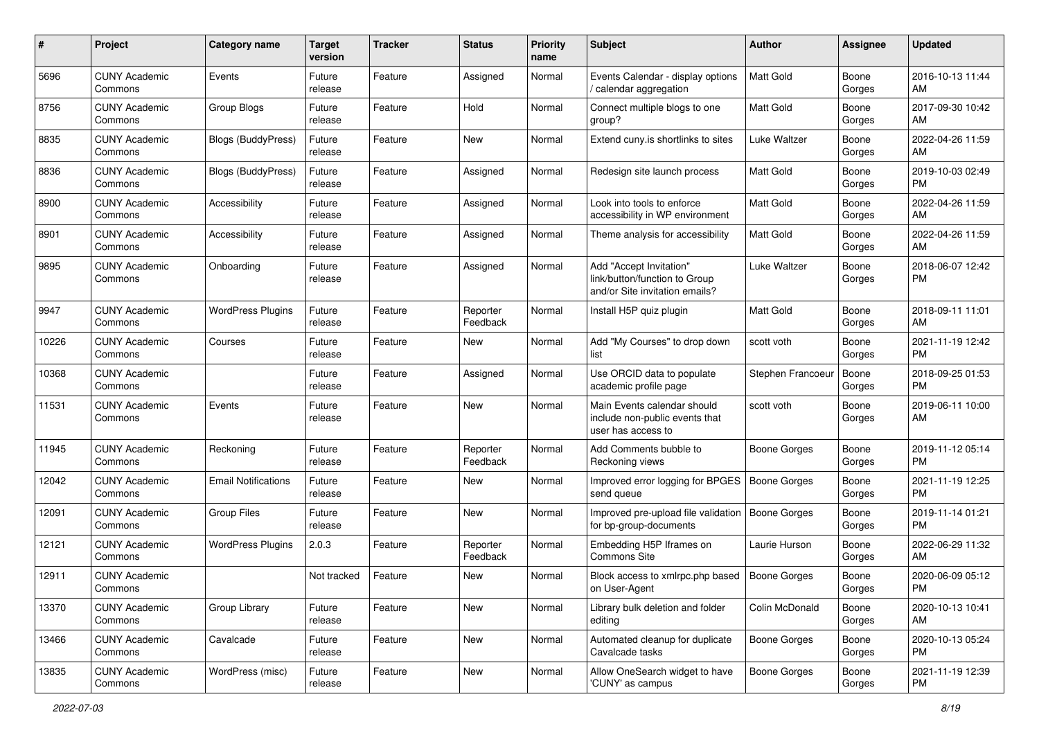| # | Project | Category name | Target version | Tracker | Status | Priority name | Subject | Author | Assignee | Updated |
|---|---|---|---|---|---|---|---|---|---|---|
| 5696 | CUNY Academic Commons | Events | Future release | Feature | Assigned | Normal | Events Calendar - display options / calendar aggregation | Matt Gold | Boone Gorges | 2016-10-13 11:44 AM |
| 8756 | CUNY Academic Commons | Group Blogs | Future release | Feature | Hold | Normal | Connect multiple blogs to one group? | Matt Gold | Boone Gorges | 2017-09-30 10:42 AM |
| 8835 | CUNY Academic Commons | Blogs (BuddyPress) | Future release | Feature | New | Normal | Extend cuny.is shortlinks to sites | Luke Waltzer | Boone Gorges | 2022-04-26 11:59 AM |
| 8836 | CUNY Academic Commons | Blogs (BuddyPress) | Future release | Feature | Assigned | Normal | Redesign site launch process | Matt Gold | Boone Gorges | 2019-10-03 02:49 PM |
| 8900 | CUNY Academic Commons | Accessibility | Future release | Feature | Assigned | Normal | Look into tools to enforce accessibility in WP environment | Matt Gold | Boone Gorges | 2022-04-26 11:59 AM |
| 8901 | CUNY Academic Commons | Accessibility | Future release | Feature | Assigned | Normal | Theme analysis for accessibility | Matt Gold | Boone Gorges | 2022-04-26 11:59 AM |
| 9895 | CUNY Academic Commons | Onboarding | Future release | Feature | Assigned | Normal | Add "Accept Invitation" link/button/function to Group and/or Site invitation emails? | Luke Waltzer | Boone Gorges | 2018-06-07 12:42 PM |
| 9947 | CUNY Academic Commons | WordPress Plugins | Future release | Feature | Reporter Feedback | Normal | Install H5P quiz plugin | Matt Gold | Boone Gorges | 2018-09-11 11:01 AM |
| 10226 | CUNY Academic Commons | Courses | Future release | Feature | New | Normal | Add "My Courses" to drop down list | scott voth | Boone Gorges | 2021-11-19 12:42 PM |
| 10368 | CUNY Academic Commons | | Future release | Feature | Assigned | Normal | Use ORCID data to populate academic profile page | Stephen Francoeur | Boone Gorges | 2018-09-25 01:53 PM |
| 11531 | CUNY Academic Commons | Events | Future release | Feature | New | Normal | Main Events calendar should include non-public events that user has access to | scott voth | Boone Gorges | 2019-06-11 10:00 AM |
| 11945 | CUNY Academic Commons | Reckoning | Future release | Feature | Reporter Feedback | Normal | Add Comments bubble to Reckoning views | Boone Gorges | Boone Gorges | 2019-11-12 05:14 PM |
| 12042 | CUNY Academic Commons | Email Notifications | Future release | Feature | New | Normal | Improved error logging for BPGES send queue | Boone Gorges | Boone Gorges | 2021-11-19 12:25 PM |
| 12091 | CUNY Academic Commons | Group Files | Future release | Feature | New | Normal | Improved pre-upload file validation for bp-group-documents | Boone Gorges | Boone Gorges | 2019-11-14 01:21 PM |
| 12121 | CUNY Academic Commons | WordPress Plugins | 2.0.3 | Feature | Reporter Feedback | Normal | Embedding H5P Iframes on Commons Site | Laurie Hurson | Boone Gorges | 2022-06-29 11:32 AM |
| 12911 | CUNY Academic Commons | | Not tracked | Feature | New | Normal | Block access to xmlrpc.php based on User-Agent | Boone Gorges | Boone Gorges | 2020-06-09 05:12 PM |
| 13370 | CUNY Academic Commons | Group Library | Future release | Feature | New | Normal | Library bulk deletion and folder editing | Colin McDonald | Boone Gorges | 2020-10-13 10:41 AM |
| 13466 | CUNY Academic Commons | Cavalcade | Future release | Feature | New | Normal | Automated cleanup for duplicate Cavalcade tasks | Boone Gorges | Boone Gorges | 2020-10-13 05:24 PM |
| 13835 | CUNY Academic Commons | WordPress (misc) | Future release | Feature | New | Normal | Allow OneSearch widget to have 'CUNY' as campus | Boone Gorges | Boone Gorges | 2021-11-19 12:39 PM |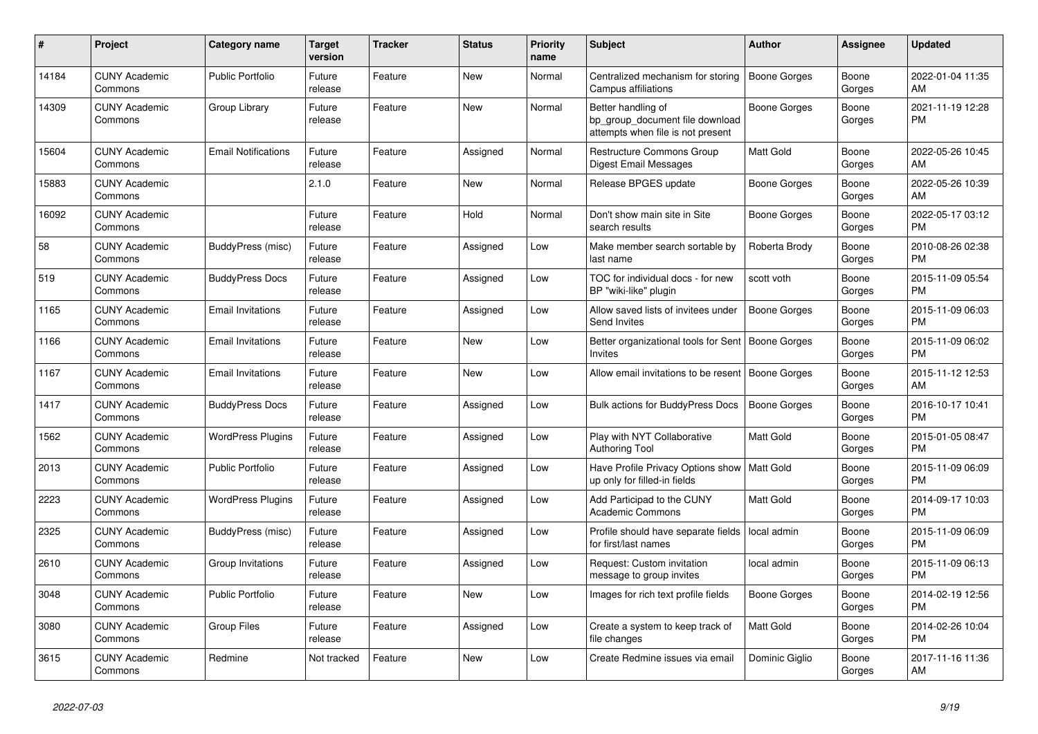| # | Project | Category name | Target version | Tracker | Status | Priority name | Subject | Author | Assignee | Updated |
|---|---|---|---|---|---|---|---|---|---|---|
| 14184 | CUNY Academic Commons | Public Portfolio | Future release | Feature | New | Normal | Centralized mechanism for storing Campus affiliations | Boone Gorges | Boone Gorges | 2022-01-04 11:35 AM |
| 14309 | CUNY Academic Commons | Group Library | Future release | Feature | New | Normal | Better handling of bp_group_document file download attempts when file is not present | Boone Gorges | Boone Gorges | 2021-11-19 12:28 PM |
| 15604 | CUNY Academic Commons | Email Notifications | Future release | Feature | Assigned | Normal | Restructure Commons Group Digest Email Messages | Matt Gold | Boone Gorges | 2022-05-26 10:45 AM |
| 15883 | CUNY Academic Commons | | 2.1.0 | Feature | New | Normal | Release BPGES update | Boone Gorges | Boone Gorges | 2022-05-26 10:39 AM |
| 16092 | CUNY Academic Commons | | Future release | Feature | Hold | Normal | Don't show main site in Site search results | Boone Gorges | Boone Gorges | 2022-05-17 03:12 PM |
| 58 | CUNY Academic Commons | BuddyPress (misc) | Future release | Feature | Assigned | Low | Make member search sortable by last name | Roberta Brody | Boone Gorges | 2010-08-26 02:38 PM |
| 519 | CUNY Academic Commons | BuddyPress Docs | Future release | Feature | Assigned | Low | TOC for individual docs - for new BP "wiki-like" plugin | scott voth | Boone Gorges | 2015-11-09 05:54 PM |
| 1165 | CUNY Academic Commons | Email Invitations | Future release | Feature | Assigned | Low | Allow saved lists of invitees under Send Invites | Boone Gorges | Boone Gorges | 2015-11-09 06:03 PM |
| 1166 | CUNY Academic Commons | Email Invitations | Future release | Feature | New | Low | Better organizational tools for Sent Invites | Boone Gorges | Boone Gorges | 2015-11-09 06:02 PM |
| 1167 | CUNY Academic Commons | Email Invitations | Future release | Feature | New | Low | Allow email invitations to be resent | Boone Gorges | Boone Gorges | 2015-11-12 12:53 AM |
| 1417 | CUNY Academic Commons | BuddyPress Docs | Future release | Feature | Assigned | Low | Bulk actions for BuddyPress Docs | Boone Gorges | Boone Gorges | 2016-10-17 10:41 PM |
| 1562 | CUNY Academic Commons | WordPress Plugins | Future release | Feature | Assigned | Low | Play with NYT Collaborative Authoring Tool | Matt Gold | Boone Gorges | 2015-01-05 08:47 PM |
| 2013 | CUNY Academic Commons | Public Portfolio | Future release | Feature | Assigned | Low | Have Profile Privacy Options show up only for filled-in fields | Matt Gold | Boone Gorges | 2015-11-09 06:09 PM |
| 2223 | CUNY Academic Commons | WordPress Plugins | Future release | Feature | Assigned | Low | Add Participad to the CUNY Academic Commons | Matt Gold | Boone Gorges | 2014-09-17 10:03 PM |
| 2325 | CUNY Academic Commons | BuddyPress (misc) | Future release | Feature | Assigned | Low | Profile should have separate fields for first/last names | local admin | Boone Gorges | 2015-11-09 06:09 PM |
| 2610 | CUNY Academic Commons | Group Invitations | Future release | Feature | Assigned | Low | Request: Custom invitation message to group invites | local admin | Boone Gorges | 2015-11-09 06:13 PM |
| 3048 | CUNY Academic Commons | Public Portfolio | Future release | Feature | New | Low | Images for rich text profile fields | Boone Gorges | Boone Gorges | 2014-02-19 12:56 PM |
| 3080 | CUNY Academic Commons | Group Files | Future release | Feature | Assigned | Low | Create a system to keep track of file changes | Matt Gold | Boone Gorges | 2014-02-26 10:04 PM |
| 3615 | CUNY Academic Commons | Redmine | Not tracked | Feature | New | Low | Create Redmine issues via email | Dominic Giglio | Boone Gorges | 2017-11-16 11:36 AM |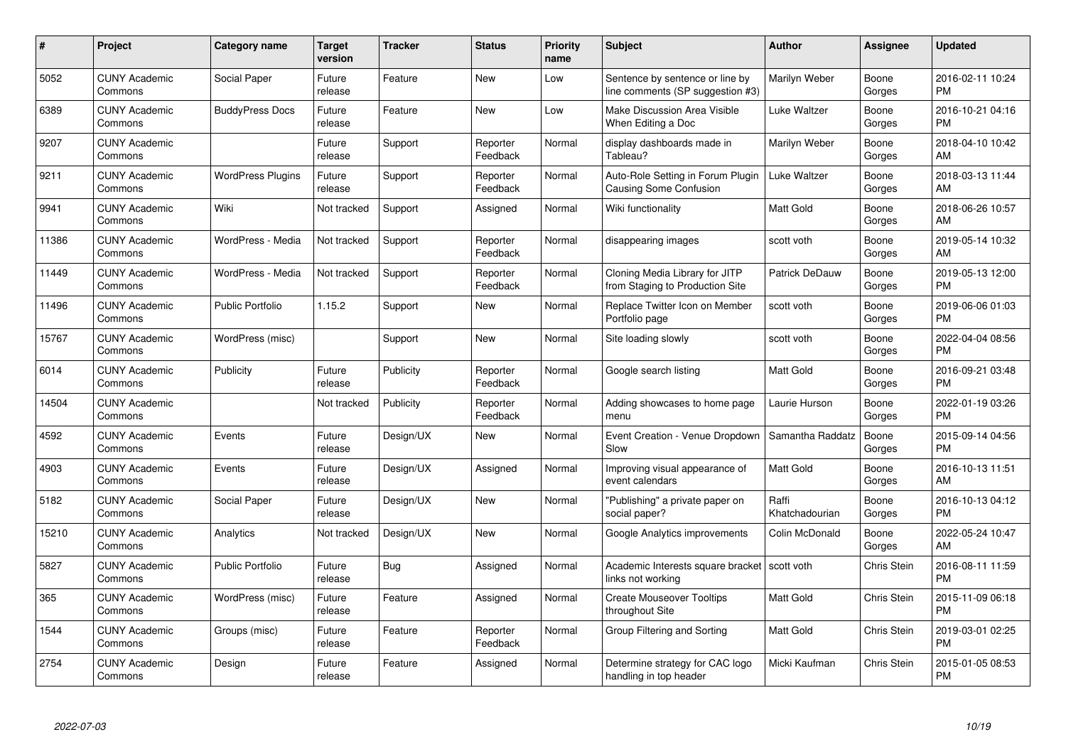| # | Project | Category name | Target version | Tracker | Status | Priority name | Subject | Author | Assignee | Updated |
|---|---|---|---|---|---|---|---|---|---|---|
| 5052 | CUNY Academic Commons | Social Paper | Future release | Feature | New | Low | Sentence by sentence or line by line comments (SP suggestion #3) | Marilyn Weber | Boone Gorges | 2016-02-11 10:24 PM |
| 6389 | CUNY Academic Commons | BuddyPress Docs | Future release | Feature | New | Low | Make Discussion Area Visible When Editing a Doc | Luke Waltzer | Boone Gorges | 2016-10-21 04:16 PM |
| 9207 | CUNY Academic Commons | | Future release | Support | Reporter Feedback | Normal | display dashboards made in Tableau? | Marilyn Weber | Boone Gorges | 2018-04-10 10:42 AM |
| 9211 | CUNY Academic Commons | WordPress Plugins | Future release | Support | Reporter Feedback | Normal | Auto-Role Setting in Forum Plugin Causing Some Confusion | Luke Waltzer | Boone Gorges | 2018-03-13 11:44 AM |
| 9941 | CUNY Academic Commons | Wiki | Not tracked | Support | Assigned | Normal | Wiki functionality | Matt Gold | Boone Gorges | 2018-06-26 10:57 AM |
| 11386 | CUNY Academic Commons | WordPress - Media | Not tracked | Support | Reporter Feedback | Normal | disappearing images | scott voth | Boone Gorges | 2019-05-14 10:32 AM |
| 11449 | CUNY Academic Commons | WordPress - Media | Not tracked | Support | Reporter Feedback | Normal | Cloning Media Library for JITP from Staging to Production Site | Patrick DeDauw | Boone Gorges | 2019-05-13 12:00 PM |
| 11496 | CUNY Academic Commons | Public Portfolio | 1.15.2 | Support | New | Normal | Replace Twitter Icon on Member Portfolio page | scott voth | Boone Gorges | 2019-06-06 01:03 PM |
| 15767 | CUNY Academic Commons | WordPress (misc) | | Support | New | Normal | Site loading slowly | scott voth | Boone Gorges | 2022-04-04 08:56 PM |
| 6014 | CUNY Academic Commons | Publicity | Future release | Publicity | Reporter Feedback | Normal | Google search listing | Matt Gold | Boone Gorges | 2016-09-21 03:48 PM |
| 14504 | CUNY Academic Commons | | Not tracked | Publicity | Reporter Feedback | Normal | Adding showcases to home page menu | Laurie Hurson | Boone Gorges | 2022-01-19 03:26 PM |
| 4592 | CUNY Academic Commons | Events | Future release | Design/UX | New | Normal | Event Creation - Venue Dropdown Slow | Samantha Raddatz | Boone Gorges | 2015-09-14 04:56 PM |
| 4903 | CUNY Academic Commons | Events | Future release | Design/UX | Assigned | Normal | Improving visual appearance of event calendars | Matt Gold | Boone Gorges | 2016-10-13 11:51 AM |
| 5182 | CUNY Academic Commons | Social Paper | Future release | Design/UX | New | Normal | "Publishing" a private paper on social paper? | Raffi Khatchadourian | Boone Gorges | 2016-10-13 04:12 PM |
| 15210 | CUNY Academic Commons | Analytics | Not tracked | Design/UX | New | Normal | Google Analytics improvements | Colin McDonald | Boone Gorges | 2022-05-24 10:47 AM |
| 5827 | CUNY Academic Commons | Public Portfolio | Future release | Bug | Assigned | Normal | Academic Interests square bracket links not working | scott voth | Chris Stein | 2016-08-11 11:59 PM |
| 365 | CUNY Academic Commons | WordPress (misc) | Future release | Feature | Assigned | Normal | Create Mouseover Tooltips throughout Site | Matt Gold | Chris Stein | 2015-11-09 06:18 PM |
| 1544 | CUNY Academic Commons | Groups (misc) | Future release | Feature | Reporter Feedback | Normal | Group Filtering and Sorting | Matt Gold | Chris Stein | 2019-03-01 02:25 PM |
| 2754 | CUNY Academic Commons | Design | Future release | Feature | Assigned | Normal | Determine strategy for CAC logo handling in top header | Micki Kaufman | Chris Stein | 2015-01-05 08:53 PM |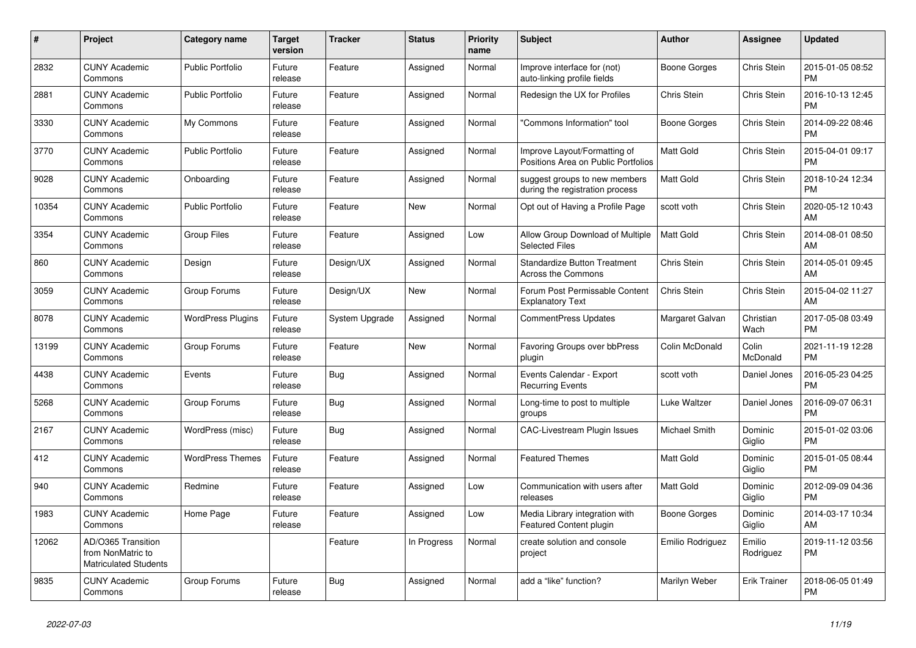| # | Project | Category name | Target version | Tracker | Status | Priority name | Subject | Author | Assignee | Updated |
|---|---|---|---|---|---|---|---|---|---|---|
| 2832 | CUNY Academic Commons | Public Portfolio | Future release | Feature | Assigned | Normal | Improve interface for (not) auto-linking profile fields | Boone Gorges | Chris Stein | 2015-01-05 08:52 PM |
| 2881 | CUNY Academic Commons | Public Portfolio | Future release | Feature | Assigned | Normal | Redesign the UX for Profiles | Chris Stein | Chris Stein | 2016-10-13 12:45 PM |
| 3330 | CUNY Academic Commons | My Commons | Future release | Feature | Assigned | Normal | "Commons Information" tool | Boone Gorges | Chris Stein | 2014-09-22 08:46 PM |
| 3770 | CUNY Academic Commons | Public Portfolio | Future release | Feature | Assigned | Normal | Improve Layout/Formatting of Positions Area on Public Portfolios | Matt Gold | Chris Stein | 2015-04-01 09:17 PM |
| 9028 | CUNY Academic Commons | Onboarding | Future release | Feature | Assigned | Normal | suggest groups to new members during the registration process | Matt Gold | Chris Stein | 2018-10-24 12:34 PM |
| 10354 | CUNY Academic Commons | Public Portfolio | Future release | Feature | New | Normal | Opt out of Having a Profile Page | scott voth | Chris Stein | 2020-05-12 10:43 AM |
| 3354 | CUNY Academic Commons | Group Files | Future release | Feature | Assigned | Low | Allow Group Download of Multiple Selected Files | Matt Gold | Chris Stein | 2014-08-01 08:50 AM |
| 860 | CUNY Academic Commons | Design | Future release | Design/UX | Assigned | Normal | Standardize Button Treatment Across the Commons | Chris Stein | Chris Stein | 2014-05-01 09:45 AM |
| 3059 | CUNY Academic Commons | Group Forums | Future release | Design/UX | New | Normal | Forum Post Permissable Content Explanatory Text | Chris Stein | Chris Stein | 2015-04-02 11:27 AM |
| 8078 | CUNY Academic Commons | WordPress Plugins | Future release | System Upgrade | Assigned | Normal | CommentPress Updates | Margaret Galvan | Christian Wach | 2017-05-08 03:49 PM |
| 13199 | CUNY Academic Commons | Group Forums | Future release | Feature | New | Normal | Favoring Groups over bbPress plugin | Colin McDonald | Colin McDonald | 2021-11-19 12:28 PM |
| 4438 | CUNY Academic Commons | Events | Future release | Bug | Assigned | Normal | Events Calendar - Export Recurring Events | scott voth | Daniel Jones | 2016-05-23 04:25 PM |
| 5268 | CUNY Academic Commons | Group Forums | Future release | Bug | Assigned | Normal | Long-time to post to multiple groups | Luke Waltzer | Daniel Jones | 2016-09-07 06:31 PM |
| 2167 | CUNY Academic Commons | WordPress (misc) | Future release | Bug | Assigned | Normal | CAC-Livestream Plugin Issues | Michael Smith | Dominic Giglio | 2015-01-02 03:06 PM |
| 412 | CUNY Academic Commons | WordPress Themes | Future release | Feature | Assigned | Normal | Featured Themes | Matt Gold | Dominic Giglio | 2015-01-05 08:44 PM |
| 940 | CUNY Academic Commons | Redmine | Future release | Feature | Assigned | Low | Communication with users after releases | Matt Gold | Dominic Giglio | 2012-09-09 04:36 PM |
| 1983 | CUNY Academic Commons | Home Page | Future release | Feature | Assigned | Low | Media Library integration with Featured Content plugin | Boone Gorges | Dominic Giglio | 2014-03-17 10:34 AM |
| 12062 | AD/O365 Transition from NonMatric to Matriculated Students | | | Feature | In Progress | Normal | create solution and console project | Emilio Rodriguez | Emilio Rodriguez | 2019-11-12 03:56 PM |
| 9835 | CUNY Academic Commons | Group Forums | Future release | Bug | Assigned | Normal | add a "like" function? | Marilyn Weber | Erik Trainer | 2018-06-05 01:49 PM |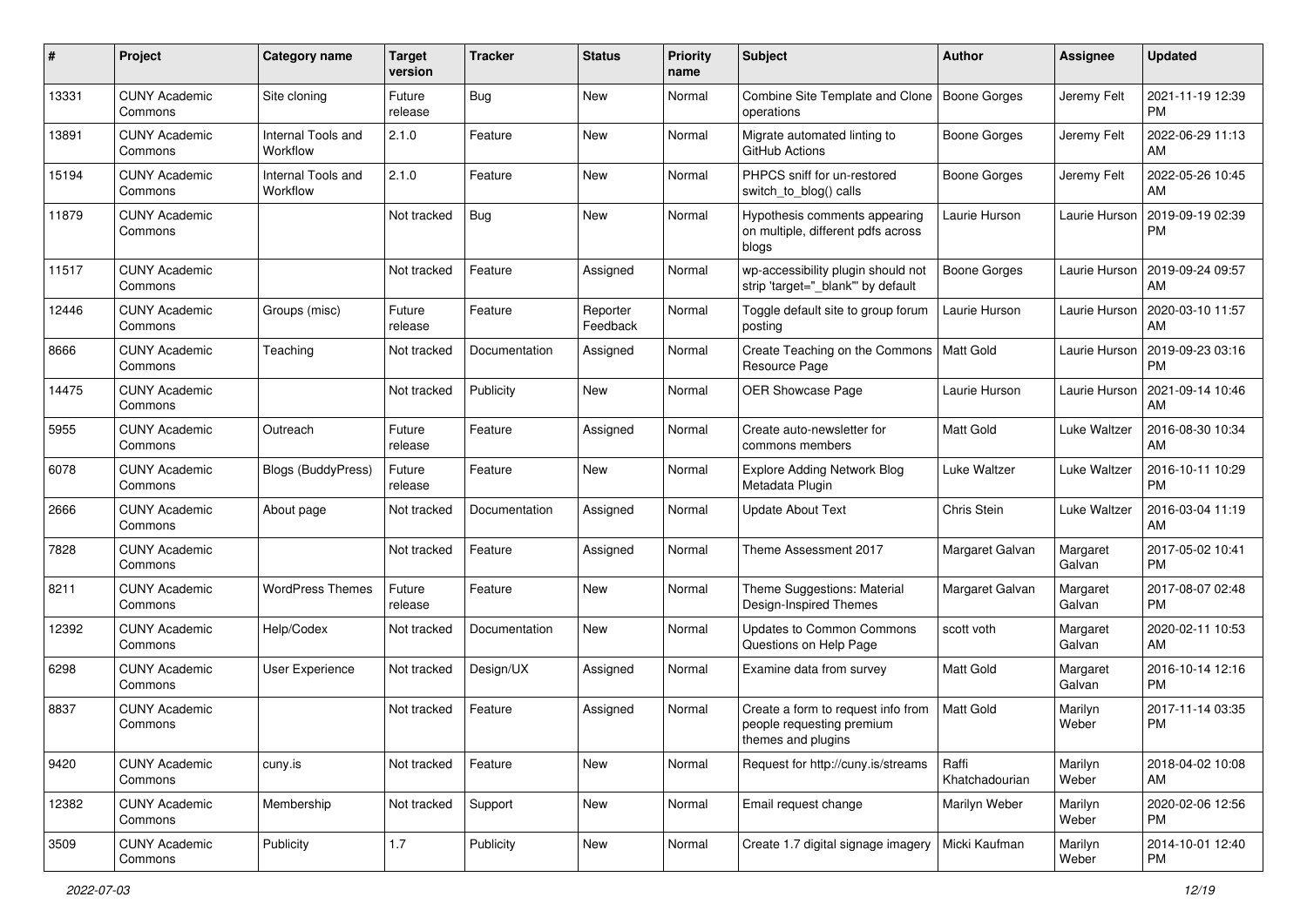| # | Project | Category name | Target version | Tracker | Status | Priority name | Subject | Author | Assignee | Updated |
|---|---|---|---|---|---|---|---|---|---|---|
| 13331 | CUNY Academic Commons | Site cloning | Future release | Bug | New | Normal | Combine Site Template and Clone operations | Boone Gorges | Jeremy Felt | 2021-11-19 12:39 PM |
| 13891 | CUNY Academic Commons | Internal Tools and Workflow | 2.1.0 | Feature | New | Normal | Migrate automated linting to GitHub Actions | Boone Gorges | Jeremy Felt | 2022-06-29 11:13 AM |
| 15194 | CUNY Academic Commons | Internal Tools and Workflow | 2.1.0 | Feature | New | Normal | PHPCS sniff for un-restored switch_to_blog() calls | Boone Gorges | Jeremy Felt | 2022-05-26 10:45 AM |
| 11879 | CUNY Academic Commons | | Not tracked | Bug | New | Normal | Hypothesis comments appearing on multiple, different pdfs across blogs | Laurie Hurson | Laurie Hurson | 2019-09-19 02:39 PM |
| 11517 | CUNY Academic Commons | | Not tracked | Feature | Assigned | Normal | wp-accessibility plugin should not strip 'target="_blank"' by default | Boone Gorges | Laurie Hurson | 2019-09-24 09:57 AM |
| 12446 | CUNY Academic Commons | Groups (misc) | Future release | Feature | Reporter Feedback | Normal | Toggle default site to group forum posting | Laurie Hurson | Laurie Hurson | 2020-03-10 11:57 AM |
| 8666 | CUNY Academic Commons | Teaching | Not tracked | Documentation | Assigned | Normal | Create Teaching on the Commons Resource Page | Matt Gold | Laurie Hurson | 2019-09-23 03:16 PM |
| 14475 | CUNY Academic Commons | | Not tracked | Publicity | New | Normal | OER Showcase Page | Laurie Hurson | Laurie Hurson | 2021-09-14 10:46 AM |
| 5955 | CUNY Academic Commons | Outreach | Future release | Feature | Assigned | Normal | Create auto-newsletter for commons members | Matt Gold | Luke Waltzer | 2016-08-30 10:34 AM |
| 6078 | CUNY Academic Commons | Blogs (BuddyPress) | Future release | Feature | New | Normal | Explore Adding Network Blog Metadata Plugin | Luke Waltzer | Luke Waltzer | 2016-10-11 10:29 PM |
| 2666 | CUNY Academic Commons | About page | Not tracked | Documentation | Assigned | Normal | Update About Text | Chris Stein | Luke Waltzer | 2016-03-04 11:19 AM |
| 7828 | CUNY Academic Commons | | Not tracked | Feature | Assigned | Normal | Theme Assessment 2017 | Margaret Galvan | Margaret Galvan | 2017-05-02 10:41 PM |
| 8211 | CUNY Academic Commons | WordPress Themes | Future release | Feature | New | Normal | Theme Suggestions: Material Design-Inspired Themes | Margaret Galvan | Margaret Galvan | 2017-08-07 02:48 PM |
| 12392 | CUNY Academic Commons | Help/Codex | Not tracked | Documentation | New | Normal | Updates to Common Commons Questions on Help Page | scott voth | Margaret Galvan | 2020-02-11 10:53 AM |
| 6298 | CUNY Academic Commons | User Experience | Not tracked | Design/UX | Assigned | Normal | Examine data from survey | Matt Gold | Margaret Galvan | 2016-10-14 12:16 PM |
| 8837 | CUNY Academic Commons | | Not tracked | Feature | Assigned | Normal | Create a form to request info from people requesting premium themes and plugins | Matt Gold | Marilyn Weber | 2017-11-14 03:35 PM |
| 9420 | CUNY Academic Commons | cuny.is | Not tracked | Feature | New | Normal | Request for http://cuny.is/streams | Raffi Khatchadourian | Marilyn Weber | 2018-04-02 10:08 AM |
| 12382 | CUNY Academic Commons | Membership | Not tracked | Support | New | Normal | Email request change | Marilyn Weber | Marilyn Weber | 2020-02-06 12:56 PM |
| 3509 | CUNY Academic Commons | Publicity | 1.7 | Publicity | New | Normal | Create 1.7 digital signage imagery | Micki Kaufman | Marilyn Weber | 2014-10-01 12:40 PM |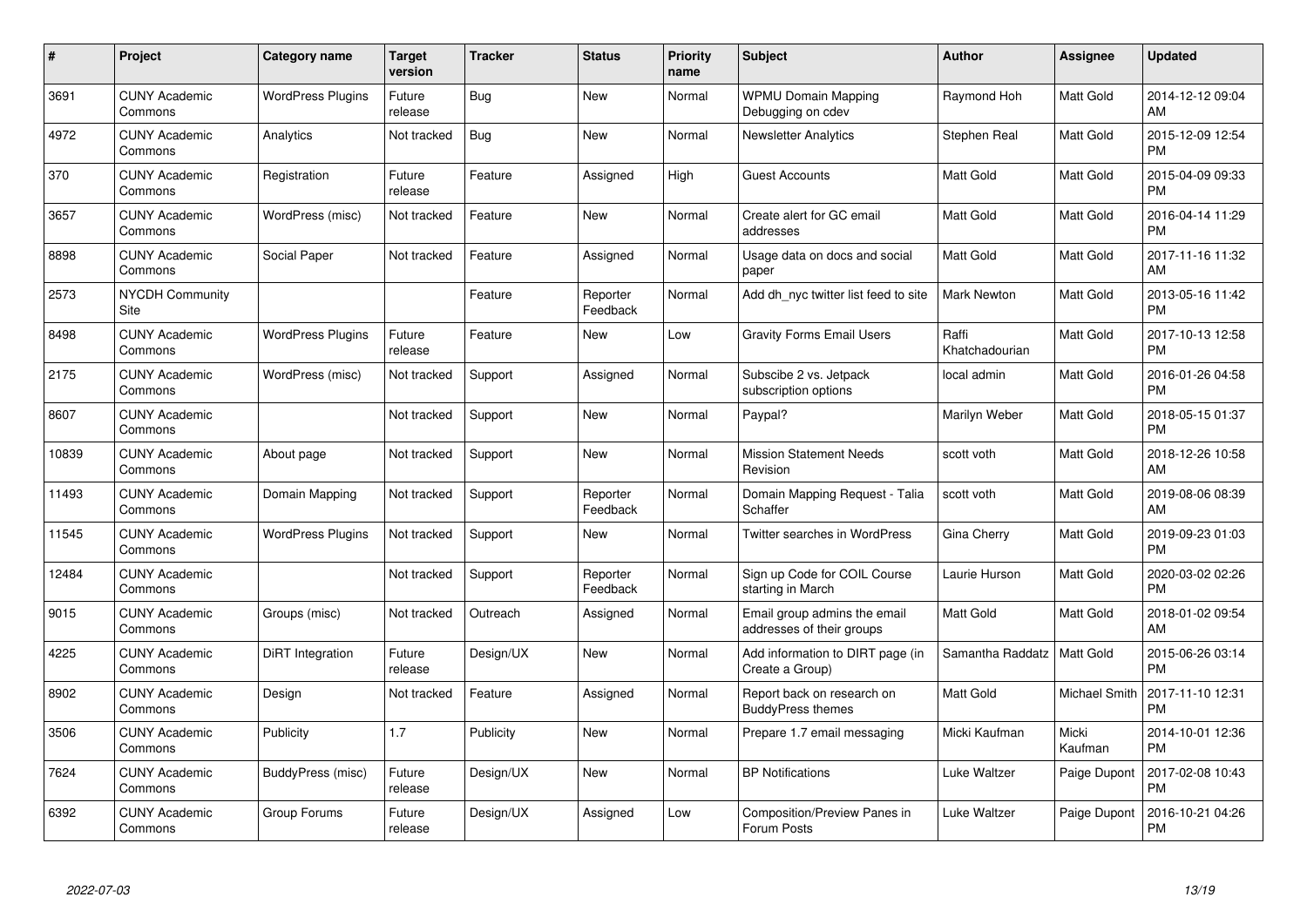| # | Project | Category name | Target version | Tracker | Status | Priority name | Subject | Author | Assignee | Updated |
|---|---|---|---|---|---|---|---|---|---|---|
| 3691 | CUNY Academic Commons | WordPress Plugins | Future release | Bug | New | Normal | WPMU Domain Mapping Debugging on cdev | Raymond Hoh | Matt Gold | 2014-12-12 09:04 AM |
| 4972 | CUNY Academic Commons | Analytics | Not tracked | Bug | New | Normal | Newsletter Analytics | Stephen Real | Matt Gold | 2015-12-09 12:54 PM |
| 370 | CUNY Academic Commons | Registration | Future release | Feature | Assigned | High | Guest Accounts | Matt Gold | Matt Gold | 2015-04-09 09:33 PM |
| 3657 | CUNY Academic Commons | WordPress (misc) | Not tracked | Feature | New | Normal | Create alert for GC email addresses | Matt Gold | Matt Gold | 2016-04-14 11:29 PM |
| 8898 | CUNY Academic Commons | Social Paper | Not tracked | Feature | Assigned | Normal | Usage data on docs and social paper | Matt Gold | Matt Gold | 2017-11-16 11:32 AM |
| 2573 | NYCDH Community Site | | | Feature | Reporter Feedback | Normal | Add dh_nyc twitter list feed to site | Mark Newton | Matt Gold | 2013-05-16 11:42 PM |
| 8498 | CUNY Academic Commons | WordPress Plugins | Future release | Feature | New | Low | Gravity Forms Email Users | Raffi Khatchadourian | Matt Gold | 2017-10-13 12:58 PM |
| 2175 | CUNY Academic Commons | WordPress (misc) | Not tracked | Support | Assigned | Normal | Subscibe 2 vs. Jetpack subscription options | local admin | Matt Gold | 2016-01-26 04:58 PM |
| 8607 | CUNY Academic Commons | | Not tracked | Support | New | Normal | Paypal? | Marilyn Weber | Matt Gold | 2018-05-15 01:37 PM |
| 10839 | CUNY Academic Commons | About page | Not tracked | Support | New | Normal | Mission Statement Needs Revision | scott voth | Matt Gold | 2018-12-26 10:58 AM |
| 11493 | CUNY Academic Commons | Domain Mapping | Not tracked | Support | Reporter Feedback | Normal | Domain Mapping Request - Talia Schaffer | scott voth | Matt Gold | 2019-08-06 08:39 AM |
| 11545 | CUNY Academic Commons | WordPress Plugins | Not tracked | Support | New | Normal | Twitter searches in WordPress | Gina Cherry | Matt Gold | 2019-09-23 01:03 PM |
| 12484 | CUNY Academic Commons | | Not tracked | Support | Reporter Feedback | Normal | Sign up Code for COIL Course starting in March | Laurie Hurson | Matt Gold | 2020-03-02 02:26 PM |
| 9015 | CUNY Academic Commons | Groups (misc) | Not tracked | Outreach | Assigned | Normal | Email group admins the email addresses of their groups | Matt Gold | Matt Gold | 2018-01-02 09:54 AM |
| 4225 | CUNY Academic Commons | DiRT Integration | Future release | Design/UX | New | Normal | Add information to DIRT page (in Create a Group) | Samantha Raddatz | Matt Gold | 2015-06-26 03:14 PM |
| 8902 | CUNY Academic Commons | Design | Not tracked | Feature | Assigned | Normal | Report back on research on BuddyPress themes | Matt Gold | Michael Smith | 2017-11-10 12:31 PM |
| 3506 | CUNY Academic Commons | Publicity | 1.7 | Publicity | New | Normal | Prepare 1.7 email messaging | Micki Kaufman | Micki Kaufman | 2014-10-01 12:36 PM |
| 7624 | CUNY Academic Commons | BuddyPress (misc) | Future release | Design/UX | New | Normal | BP Notifications | Luke Waltzer | Paige Dupont | 2017-02-08 10:43 PM |
| 6392 | CUNY Academic Commons | Group Forums | Future release | Design/UX | Assigned | Low | Composition/Preview Panes in Forum Posts | Luke Waltzer | Paige Dupont | 2016-10-21 04:26 PM |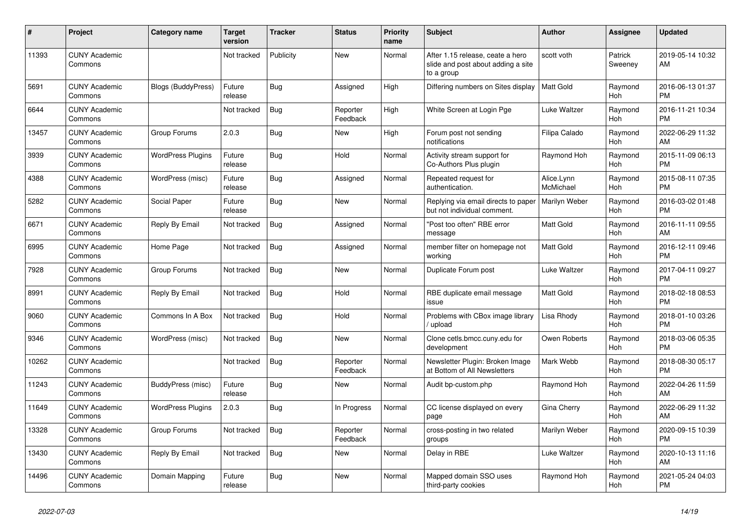| # | Project | Category name | Target version | Tracker | Status | Priority name | Subject | Author | Assignee | Updated |
|---|---|---|---|---|---|---|---|---|---|---|
| 11393 | CUNY Academic Commons | | Not tracked | Publicity | New | Normal | After 1.15 release, ceate a hero slide and post about adding a site to a group | scott voth | Patrick Sweeney | 2019-05-14 10:32 AM |
| 5691 | CUNY Academic Commons | Blogs (BuddyPress) | Future release | Bug | Assigned | High | Differing numbers on Sites display | Matt Gold | Raymond Hoh | 2016-06-13 01:37 PM |
| 6644 | CUNY Academic Commons | | Not tracked | Bug | Reporter Feedback | High | White Screen at Login Pge | Luke Waltzer | Raymond Hoh | 2016-11-21 10:34 PM |
| 13457 | CUNY Academic Commons | Group Forums | 2.0.3 | Bug | New | High | Forum post not sending notifications | Filipa Calado | Raymond Hoh | 2022-06-29 11:32 AM |
| 3939 | CUNY Academic Commons | WordPress Plugins | Future release | Bug | Hold | Normal | Activity stream support for Co-Authors Plus plugin | Raymond Hoh | Raymond Hoh | 2015-11-09 06:13 PM |
| 4388 | CUNY Academic Commons | WordPress (misc) | Future release | Bug | Assigned | Normal | Repeated request for authentication. | Alice.Lynn McMichael | Raymond Hoh | 2015-08-11 07:35 PM |
| 5282 | CUNY Academic Commons | Social Paper | Future release | Bug | New | Normal | Replying via email directs to paper but not individual comment. | Marilyn Weber | Raymond Hoh | 2016-03-02 01:48 PM |
| 6671 | CUNY Academic Commons | Reply By Email | Not tracked | Bug | Assigned | Normal | "Post too often" RBE error message | Matt Gold | Raymond Hoh | 2016-11-11 09:55 AM |
| 6995 | CUNY Academic Commons | Home Page | Not tracked | Bug | Assigned | Normal | member filter on homepage not working | Matt Gold | Raymond Hoh | 2016-12-11 09:46 PM |
| 7928 | CUNY Academic Commons | Group Forums | Not tracked | Bug | New | Normal | Duplicate Forum post | Luke Waltzer | Raymond Hoh | 2017-04-11 09:27 PM |
| 8991 | CUNY Academic Commons | Reply By Email | Not tracked | Bug | Hold | Normal | RBE duplicate email message issue | Matt Gold | Raymond Hoh | 2018-02-18 08:53 PM |
| 9060 | CUNY Academic Commons | Commons In A Box | Not tracked | Bug | Hold | Normal | Problems with CBox image library / upload | Lisa Rhody | Raymond Hoh | 2018-01-10 03:26 PM |
| 9346 | CUNY Academic Commons | WordPress (misc) | Not tracked | Bug | New | Normal | Clone cetls.bmcc.cuny.edu for development | Owen Roberts | Raymond Hoh | 2018-03-06 05:35 PM |
| 10262 | CUNY Academic Commons | | Not tracked | Bug | Reporter Feedback | Normal | Newsletter Plugin: Broken Image at Bottom of All Newsletters | Mark Webb | Raymond Hoh | 2018-08-30 05:17 PM |
| 11243 | CUNY Academic Commons | BuddyPress (misc) | Future release | Bug | New | Normal | Audit bp-custom.php | Raymond Hoh | Raymond Hoh | 2022-04-26 11:59 AM |
| 11649 | CUNY Academic Commons | WordPress Plugins | 2.0.3 | Bug | In Progress | Normal | CC license displayed on every page | Gina Cherry | Raymond Hoh | 2022-06-29 11:32 AM |
| 13328 | CUNY Academic Commons | Group Forums | Not tracked | Bug | Reporter Feedback | Normal | cross-posting in two related groups | Marilyn Weber | Raymond Hoh | 2020-09-15 10:39 PM |
| 13430 | CUNY Academic Commons | Reply By Email | Not tracked | Bug | New | Normal | Delay in RBE | Luke Waltzer | Raymond Hoh | 2020-10-13 11:16 AM |
| 14496 | CUNY Academic Commons | Domain Mapping | Future release | Bug | New | Normal | Mapped domain SSO uses third-party cookies | Raymond Hoh | Raymond Hoh | 2021-05-24 04:03 PM |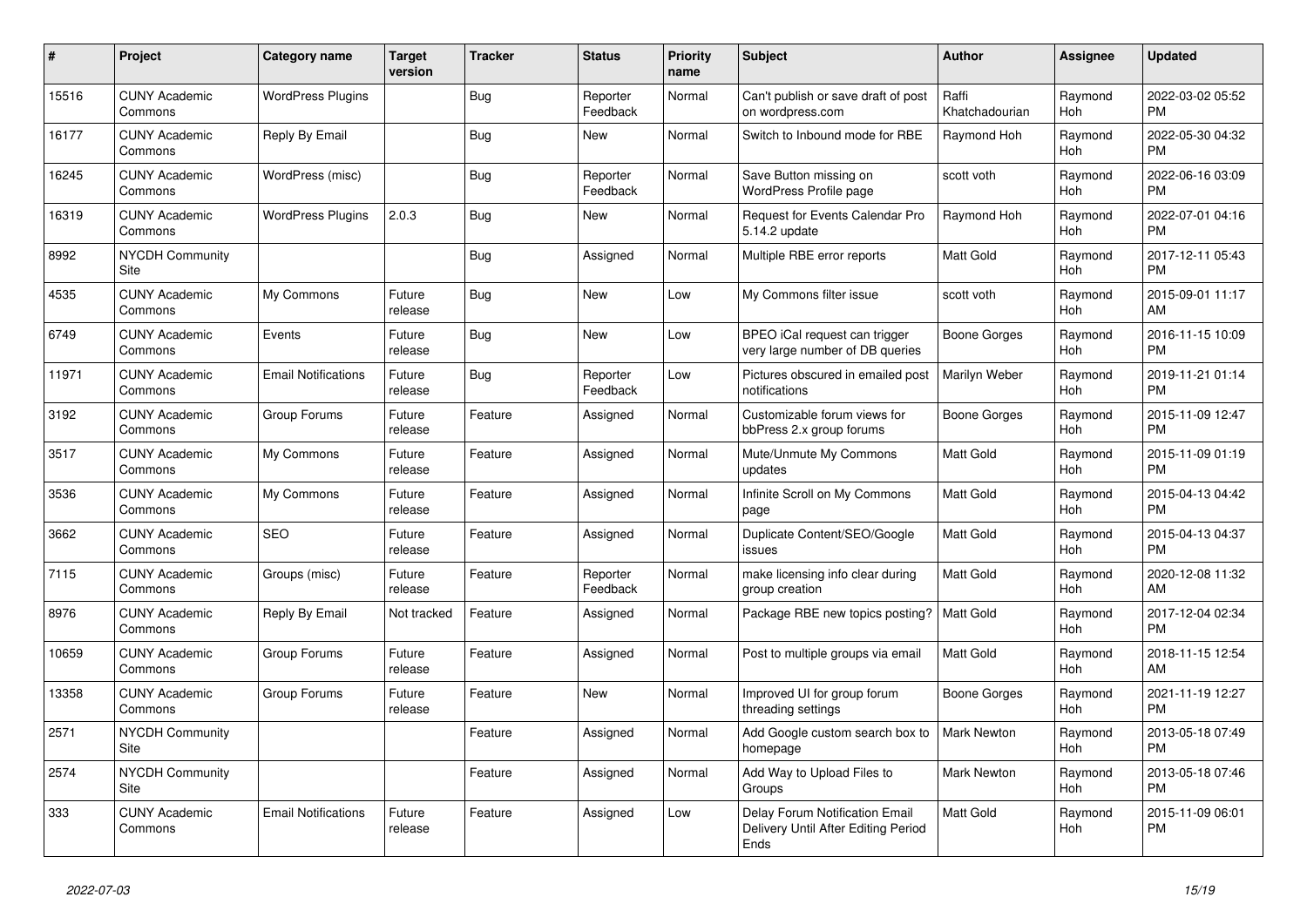| # | Project | Category name | Target version | Tracker | Status | Priority name | Subject | Author | Assignee | Updated |
|---|---|---|---|---|---|---|---|---|---|---|
| 15516 | CUNY Academic Commons | WordPress Plugins | | Bug | Reporter Feedback | Normal | Can't publish or save draft of post on wordpress.com | Raffi Khatchadourian | Raymond Hoh | 2022-03-02 05:52 PM |
| 16177 | CUNY Academic Commons | Reply By Email | | Bug | New | Normal | Switch to Inbound mode for RBE | Raymond Hoh | Raymond Hoh | 2022-05-30 04:32 PM |
| 16245 | CUNY Academic Commons | WordPress (misc) | | Bug | Reporter Feedback | Normal | Save Button missing on WordPress Profile page | scott voth | Raymond Hoh | 2022-06-16 03:09 PM |
| 16319 | CUNY Academic Commons | WordPress Plugins | 2.0.3 | Bug | New | Normal | Request for Events Calendar Pro 5.14.2 update | Raymond Hoh | Raymond Hoh | 2022-07-01 04:16 PM |
| 8992 | NYCDH Community Site | | | Bug | Assigned | Normal | Multiple RBE error reports | Matt Gold | Raymond Hoh | 2017-12-11 05:43 PM |
| 4535 | CUNY Academic Commons | My Commons | Future release | Bug | New | Low | My Commons filter issue | scott voth | Raymond Hoh | 2015-09-01 11:17 AM |
| 6749 | CUNY Academic Commons | Events | Future release | Bug | New | Low | BPEO iCal request can trigger very large number of DB queries | Boone Gorges | Raymond Hoh | 2016-11-15 10:09 PM |
| 11971 | CUNY Academic Commons | Email Notifications | Future release | Bug | Reporter Feedback | Low | Pictures obscured in emailed post notifications | Marilyn Weber | Raymond Hoh | 2019-11-21 01:14 PM |
| 3192 | CUNY Academic Commons | Group Forums | Future release | Feature | Assigned | Normal | Customizable forum views for bbPress 2.x group forums | Boone Gorges | Raymond Hoh | 2015-11-09 12:47 PM |
| 3517 | CUNY Academic Commons | My Commons | Future release | Feature | Assigned | Normal | Mute/Unmute My Commons updates | Matt Gold | Raymond Hoh | 2015-11-09 01:19 PM |
| 3536 | CUNY Academic Commons | My Commons | Future release | Feature | Assigned | Normal | Infinite Scroll on My Commons page | Matt Gold | Raymond Hoh | 2015-04-13 04:42 PM |
| 3662 | CUNY Academic Commons | SEO | Future release | Feature | Assigned | Normal | Duplicate Content/SEO/Google issues | Matt Gold | Raymond Hoh | 2015-04-13 04:37 PM |
| 7115 | CUNY Academic Commons | Groups (misc) | Future release | Feature | Reporter Feedback | Normal | make licensing info clear during group creation | Matt Gold | Raymond Hoh | 2020-12-08 11:32 AM |
| 8976 | CUNY Academic Commons | Reply By Email | Not tracked | Feature | Assigned | Normal | Package RBE new topics posting? | Matt Gold | Raymond Hoh | 2017-12-04 02:34 PM |
| 10659 | CUNY Academic Commons | Group Forums | Future release | Feature | Assigned | Normal | Post to multiple groups via email | Matt Gold | Raymond Hoh | 2018-11-15 12:54 AM |
| 13358 | CUNY Academic Commons | Group Forums | Future release | Feature | New | Normal | Improved UI for group forum threading settings | Boone Gorges | Raymond Hoh | 2021-11-19 12:27 PM |
| 2571 | NYCDH Community Site | | | Feature | Assigned | Normal | Add Google custom search box to homepage | Mark Newton | Raymond Hoh | 2013-05-18 07:49 PM |
| 2574 | NYCDH Community Site | | | Feature | Assigned | Normal | Add Way to Upload Files to Groups | Mark Newton | Raymond Hoh | 2013-05-18 07:46 PM |
| 333 | CUNY Academic Commons | Email Notifications | Future release | Feature | Assigned | Low | Delay Forum Notification Email Delivery Until After Editing Period Ends | Matt Gold | Raymond Hoh | 2015-11-09 06:01 PM |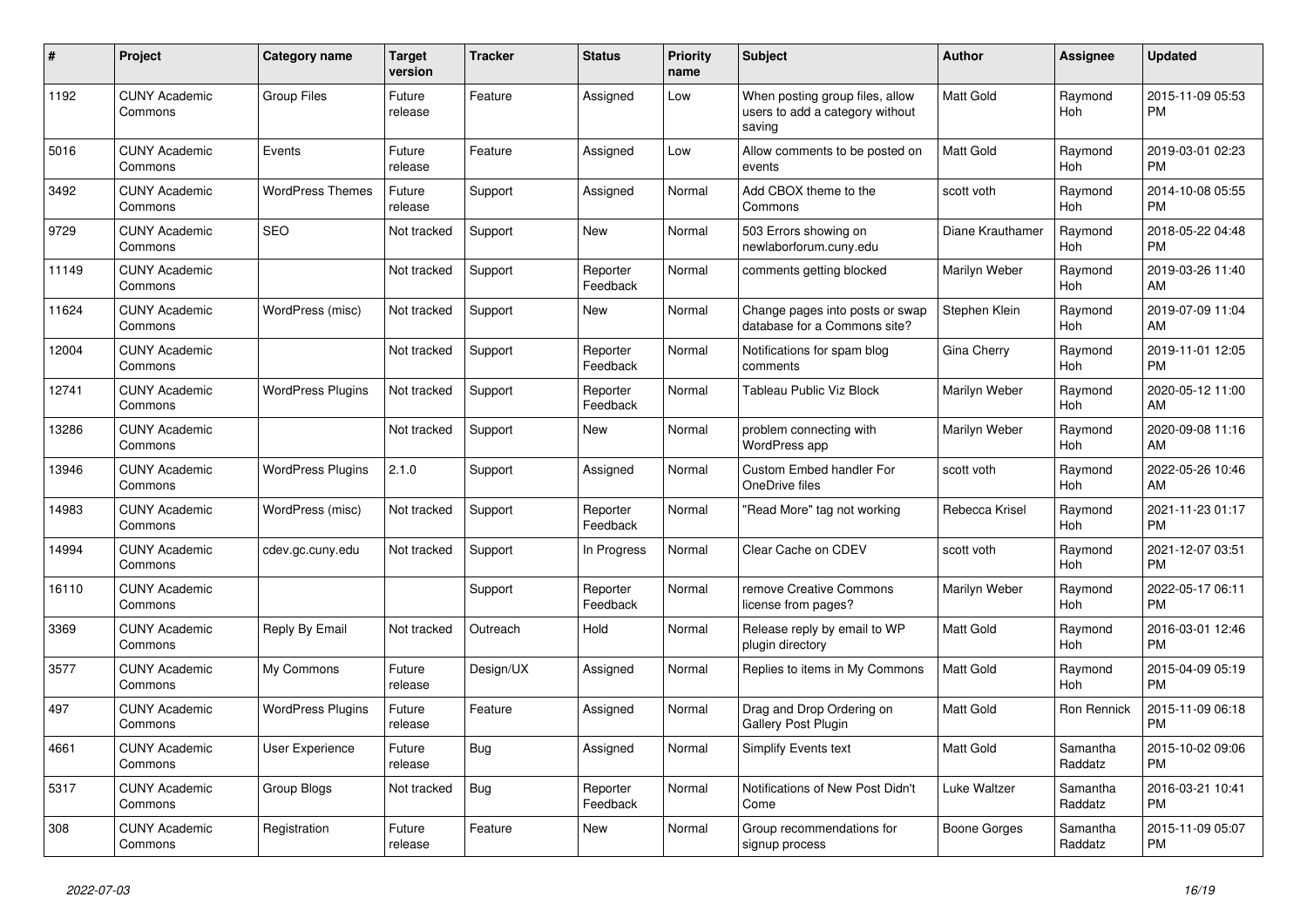| # | Project | Category name | Target version | Tracker | Status | Priority name | Subject | Author | Assignee | Updated |
|---|---|---|---|---|---|---|---|---|---|---|
| 1192 | CUNY Academic Commons | Group Files | Future release | Feature | Assigned | Low | When posting group files, allow users to add a category without saving | Matt Gold | Raymond Hoh | 2015-11-09 05:53 PM |
| 5016 | CUNY Academic Commons | Events | Future release | Feature | Assigned | Low | Allow comments to be posted on events | Matt Gold | Raymond Hoh | 2019-03-01 02:23 PM |
| 3492 | CUNY Academic Commons | WordPress Themes | Future release | Support | Assigned | Normal | Add CBOX theme to the Commons | scott voth | Raymond Hoh | 2014-10-08 05:55 PM |
| 9729 | CUNY Academic Commons | SEO | Not tracked | Support | New | Normal | 503 Errors showing on newlaborforum.cuny.edu | Diane Krauthamer | Raymond Hoh | 2018-05-22 04:48 PM |
| 11149 | CUNY Academic Commons | | Not tracked | Support | Reporter Feedback | Normal | comments getting blocked | Marilyn Weber | Raymond Hoh | 2019-03-26 11:40 AM |
| 11624 | CUNY Academic Commons | WordPress (misc) | Not tracked | Support | New | Normal | Change pages into posts or swap database for a Commons site? | Stephen Klein | Raymond Hoh | 2019-07-09 11:04 AM |
| 12004 | CUNY Academic Commons | | Not tracked | Support | Reporter Feedback | Normal | Notifications for spam blog comments | Gina Cherry | Raymond Hoh | 2019-11-01 12:05 PM |
| 12741 | CUNY Academic Commons | WordPress Plugins | Not tracked | Support | Reporter Feedback | Normal | Tableau Public Viz Block | Marilyn Weber | Raymond Hoh | 2020-05-12 11:00 AM |
| 13286 | CUNY Academic Commons | | Not tracked | Support | New | Normal | problem connecting with WordPress app | Marilyn Weber | Raymond Hoh | 2020-09-08 11:16 AM |
| 13946 | CUNY Academic Commons | WordPress Plugins | 2.1.0 | Support | Assigned | Normal | Custom Embed handler For OneDrive files | scott voth | Raymond Hoh | 2022-05-26 10:46 AM |
| 14983 | CUNY Academic Commons | WordPress (misc) | Not tracked | Support | Reporter Feedback | Normal | "Read More" tag not working | Rebecca Krisel | Raymond Hoh | 2021-11-23 01:17 PM |
| 14994 | CUNY Academic Commons | cdev.gc.cuny.edu | Not tracked | Support | In Progress | Normal | Clear Cache on CDEV | scott voth | Raymond Hoh | 2021-12-07 03:51 PM |
| 16110 | CUNY Academic Commons | | | Support | Reporter Feedback | Normal | remove Creative Commons license from pages? | Marilyn Weber | Raymond Hoh | 2022-05-17 06:11 PM |
| 3369 | CUNY Academic Commons | Reply By Email | Not tracked | Outreach | Hold | Normal | Release reply by email to WP plugin directory | Matt Gold | Raymond Hoh | 2016-03-01 12:46 PM |
| 3577 | CUNY Academic Commons | My Commons | Future release | Design/UX | Assigned | Normal | Replies to items in My Commons | Matt Gold | Raymond Hoh | 2015-04-09 05:19 PM |
| 497 | CUNY Academic Commons | WordPress Plugins | Future release | Feature | Assigned | Normal | Drag and Drop Ordering on Gallery Post Plugin | Matt Gold | Ron Rennick | 2015-11-09 06:18 PM |
| 4661 | CUNY Academic Commons | User Experience | Future release | Bug | Assigned | Normal | Simplify Events text | Matt Gold | Samantha Raddatz | 2015-10-02 09:06 PM |
| 5317 | CUNY Academic Commons | Group Blogs | Not tracked | Bug | Reporter Feedback | Normal | Notifications of New Post Didn't Come | Luke Waltzer | Samantha Raddatz | 2016-03-21 10:41 PM |
| 308 | CUNY Academic Commons | Registration | Future release | Feature | New | Normal | Group recommendations for signup process | Boone Gorges | Samantha Raddatz | 2015-11-09 05:07 PM |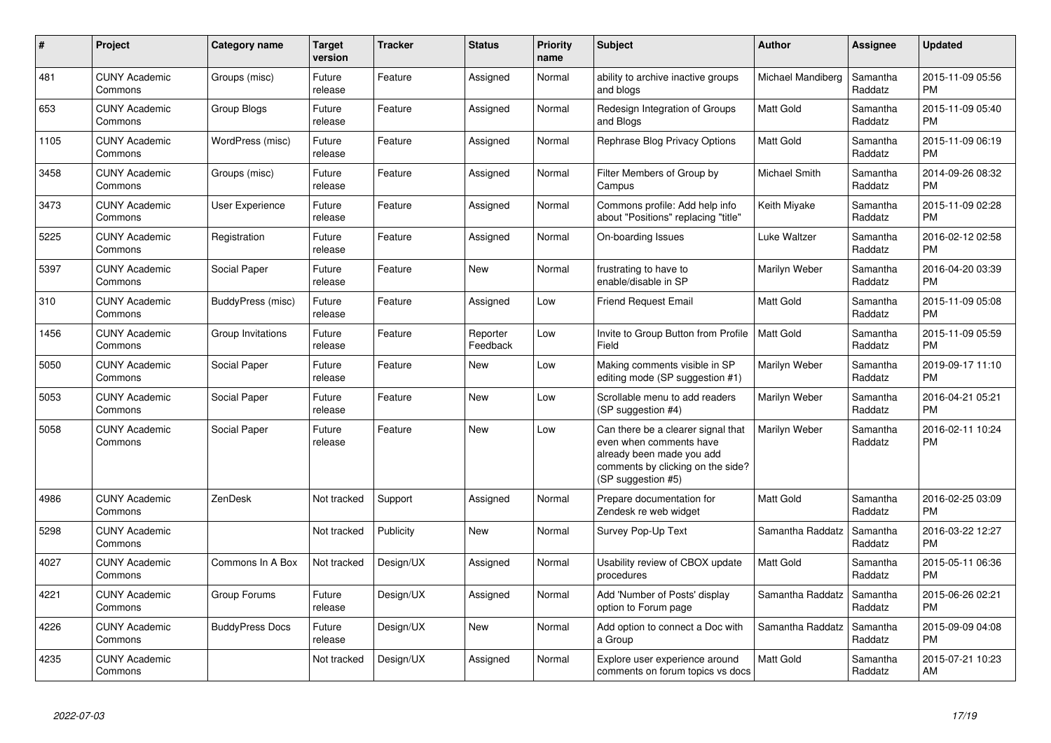| # | Project | Category name | Target version | Tracker | Status | Priority name | Subject | Author | Assignee | Updated |
|---|---|---|---|---|---|---|---|---|---|---|
| 481 | CUNY Academic Commons | Groups (misc) | Future release | Feature | Assigned | Normal | ability to archive inactive groups and blogs | Michael Mandiberg | Samantha Raddatz | 2015-11-09 05:56 PM |
| 653 | CUNY Academic Commons | Group Blogs | Future release | Feature | Assigned | Normal | Redesign Integration of Groups and Blogs | Matt Gold | Samantha Raddatz | 2015-11-09 05:40 PM |
| 1105 | CUNY Academic Commons | WordPress (misc) | Future release | Feature | Assigned | Normal | Rephrase Blog Privacy Options | Matt Gold | Samantha Raddatz | 2015-11-09 06:19 PM |
| 3458 | CUNY Academic Commons | Groups (misc) | Future release | Feature | Assigned | Normal | Filter Members of Group by Campus | Michael Smith | Samantha Raddatz | 2014-09-26 08:32 PM |
| 3473 | CUNY Academic Commons | User Experience | Future release | Feature | Assigned | Normal | Commons profile: Add help info about "Positions" replacing "title" | Keith Miyake | Samantha Raddatz | 2015-11-09 02:28 PM |
| 5225 | CUNY Academic Commons | Registration | Future release | Feature | Assigned | Normal | On-boarding Issues | Luke Waltzer | Samantha Raddatz | 2016-02-12 02:58 PM |
| 5397 | CUNY Academic Commons | Social Paper | Future release | Feature | New | Normal | frustrating to have to enable/disable in SP | Marilyn Weber | Samantha Raddatz | 2016-04-20 03:39 PM |
| 310 | CUNY Academic Commons | BuddyPress (misc) | Future release | Feature | Assigned | Low | Friend Request Email | Matt Gold | Samantha Raddatz | 2015-11-09 05:08 PM |
| 1456 | CUNY Academic Commons | Group Invitations | Future release | Feature | Reporter Feedback | Low | Invite to Group Button from Profile Field | Matt Gold | Samantha Raddatz | 2015-11-09 05:59 PM |
| 5050 | CUNY Academic Commons | Social Paper | Future release | Feature | New | Low | Making comments visible in SP editing mode (SP suggestion #1) | Marilyn Weber | Samantha Raddatz | 2019-09-17 11:10 PM |
| 5053 | CUNY Academic Commons | Social Paper | Future release | Feature | New | Low | Scrollable menu to add readers (SP suggestion #4) | Marilyn Weber | Samantha Raddatz | 2016-04-21 05:21 PM |
| 5058 | CUNY Academic Commons | Social Paper | Future release | Feature | New | Low | Can there be a clearer signal that even when comments have already been made you add comments by clicking on the side? (SP suggestion #5) | Marilyn Weber | Samantha Raddatz | 2016-02-11 10:24 PM |
| 4986 | CUNY Academic Commons | ZenDesk | Not tracked | Support | Assigned | Normal | Prepare documentation for Zendesk re web widget | Matt Gold | Samantha Raddatz | 2016-02-25 03:09 PM |
| 5298 | CUNY Academic Commons | | Not tracked | Publicity | New | Normal | Survey Pop-Up Text | Samantha Raddatz | Samantha Raddatz | 2016-03-22 12:27 PM |
| 4027 | CUNY Academic Commons | Commons In A Box | Not tracked | Design/UX | Assigned | Normal | Usability review of CBOX update procedures | Matt Gold | Samantha Raddatz | 2015-05-11 06:36 PM |
| 4221 | CUNY Academic Commons | Group Forums | Future release | Design/UX | Assigned | Normal | Add 'Number of Posts' display option to Forum page | Samantha Raddatz | Samantha Raddatz | 2015-06-26 02:21 PM |
| 4226 | CUNY Academic Commons | BuddyPress Docs | Future release | Design/UX | New | Normal | Add option to connect a Doc with a Group | Samantha Raddatz | Samantha Raddatz | 2015-09-09 04:08 PM |
| 4235 | CUNY Academic Commons | | Not tracked | Design/UX | Assigned | Normal | Explore user experience around comments on forum topics vs docs | Matt Gold | Samantha Raddatz | 2015-07-21 10:23 AM |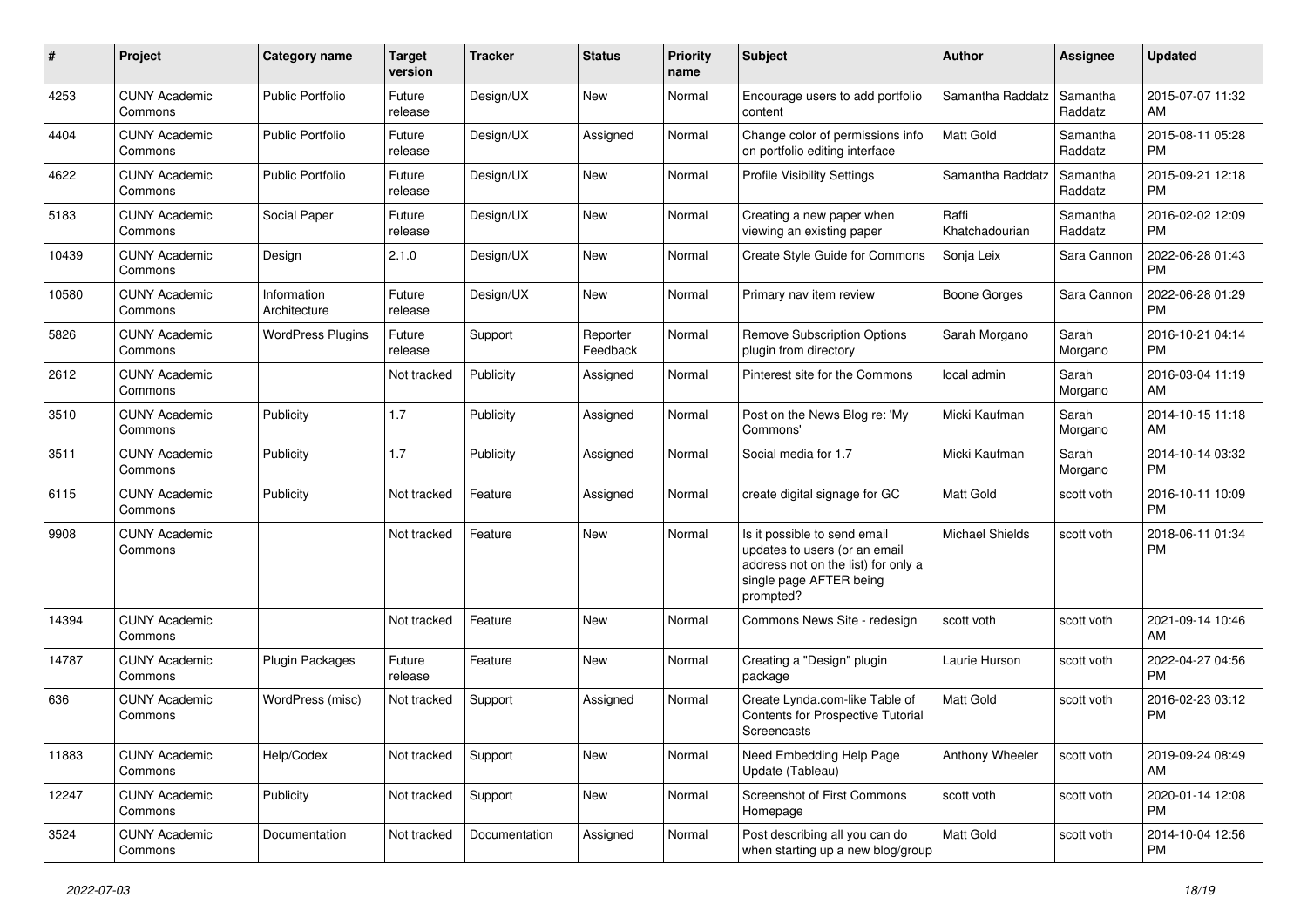| # | Project | Category name | Target version | Tracker | Status | Priority name | Subject | Author | Assignee | Updated |
|---|---|---|---|---|---|---|---|---|---|---|
| 4253 | CUNY Academic Commons | Public Portfolio | Future release | Design/UX | New | Normal | Encourage users to add portfolio content | Samantha Raddatz | Samantha Raddatz | 2015-07-07 11:32 AM |
| 4404 | CUNY Academic Commons | Public Portfolio | Future release | Design/UX | Assigned | Normal | Change color of permissions info on portfolio editing interface | Matt Gold | Samantha Raddatz | 2015-08-11 05:28 PM |
| 4622 | CUNY Academic Commons | Public Portfolio | Future release | Design/UX | New | Normal | Profile Visibility Settings | Samantha Raddatz | Samantha Raddatz | 2015-09-21 12:18 PM |
| 5183 | CUNY Academic Commons | Social Paper | Future release | Design/UX | New | Normal | Creating a new paper when viewing an existing paper | Raffi Khatchadourian | Samantha Raddatz | 2016-02-02 12:09 PM |
| 10439 | CUNY Academic Commons | Design | 2.1.0 | Design/UX | New | Normal | Create Style Guide for Commons | Sonja Leix | Sara Cannon | 2022-06-28 01:43 PM |
| 10580 | CUNY Academic Commons | Information Architecture | Future release | Design/UX | New | Normal | Primary nav item review | Boone Gorges | Sara Cannon | 2022-06-28 01:29 PM |
| 5826 | CUNY Academic Commons | WordPress Plugins | Future release | Support | Reporter Feedback | Normal | Remove Subscription Options plugin from directory | Sarah Morgano | Sarah Morgano | 2016-10-21 04:14 PM |
| 2612 | CUNY Academic Commons | | Not tracked | Publicity | Assigned | Normal | Pinterest site for the Commons | local admin | Sarah Morgano | 2016-03-04 11:19 AM |
| 3510 | CUNY Academic Commons | Publicity | 1.7 | Publicity | Assigned | Normal | Post on the News Blog re: 'My Commons' | Micki Kaufman | Sarah Morgano | 2014-10-15 11:18 AM |
| 3511 | CUNY Academic Commons | Publicity | 1.7 | Publicity | Assigned | Normal | Social media for 1.7 | Micki Kaufman | Sarah Morgano | 2014-10-14 03:32 PM |
| 6115 | CUNY Academic Commons | Publicity | Not tracked | Feature | Assigned | Normal | create digital signage for GC | Matt Gold | scott voth | 2016-10-11 10:09 PM |
| 9908 | CUNY Academic Commons | | Not tracked | Feature | New | Normal | Is it possible to send email updates to users (or an email address not on the list) for only a single page AFTER being prompted? | Michael Shields | scott voth | 2018-06-11 01:34 PM |
| 14394 | CUNY Academic Commons | | Not tracked | Feature | New | Normal | Commons News Site - redesign | scott voth | scott voth | 2021-09-14 10:46 AM |
| 14787 | CUNY Academic Commons | Plugin Packages | Future release | Feature | New | Normal | Creating a "Design" plugin package | Laurie Hurson | scott voth | 2022-04-27 04:56 PM |
| 636 | CUNY Academic Commons | WordPress (misc) | Not tracked | Support | Assigned | Normal | Create Lynda.com-like Table of Contents for Prospective Tutorial Screencasts | Matt Gold | scott voth | 2016-02-23 03:12 PM |
| 11883 | CUNY Academic Commons | Help/Codex | Not tracked | Support | New | Normal | Need Embedding Help Page Update (Tableau) | Anthony Wheeler | scott voth | 2019-09-24 08:49 AM |
| 12247 | CUNY Academic Commons | Publicity | Not tracked | Support | New | Normal | Screenshot of First Commons Homepage | scott voth | scott voth | 2020-01-14 12:08 PM |
| 3524 | CUNY Academic Commons | Documentation | Not tracked | Documentation | Assigned | Normal | Post describing all you can do when starting up a new blog/group | Matt Gold | scott voth | 2014-10-04 12:56 PM |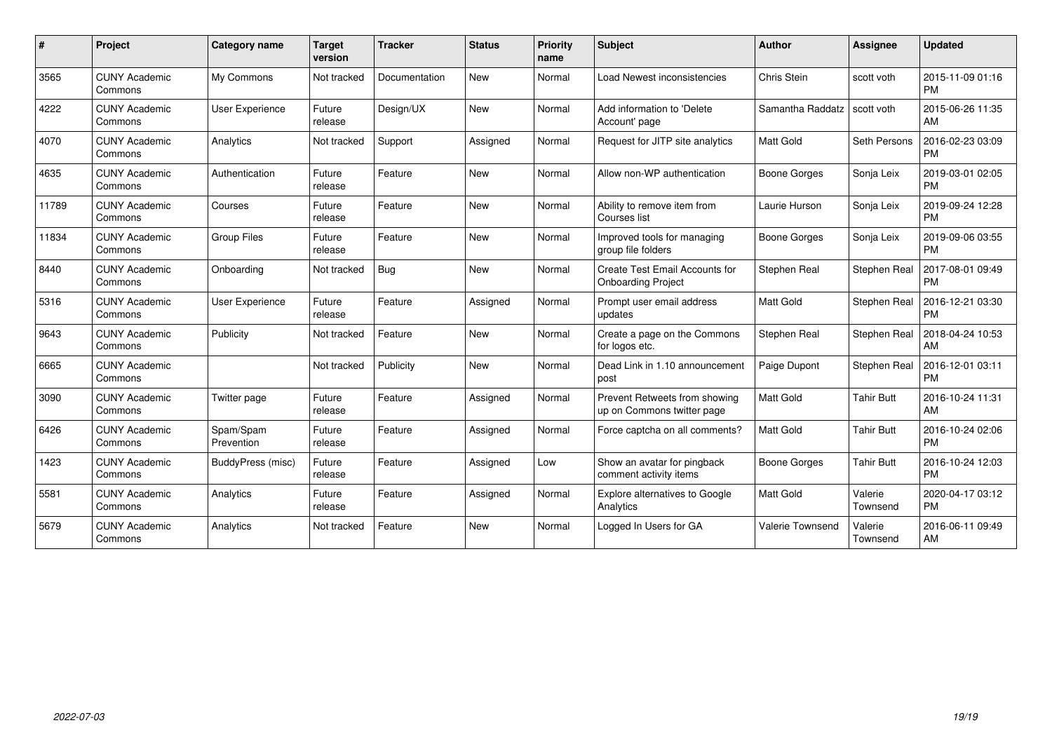| # | Project | Category name | Target version | Tracker | Status | Priority name | Subject | Author | Assignee | Updated |
|---|---|---|---|---|---|---|---|---|---|---|
| 3565 | CUNY Academic Commons | My Commons | Not tracked | Documentation | New | Normal | Load Newest inconsistencies | Chris Stein | scott voth | 2015-11-09 01:16 PM |
| 4222 | CUNY Academic Commons | User Experience | Future release | Design/UX | New | Normal | Add information to 'Delete Account' page | Samantha Raddatz | scott voth | 2015-06-26 11:35 AM |
| 4070 | CUNY Academic Commons | Analytics | Not tracked | Support | Assigned | Normal | Request for JITP site analytics | Matt Gold | Seth Persons | 2016-02-23 03:09 PM |
| 4635 | CUNY Academic Commons | Authentication | Future release | Feature | New | Normal | Allow non-WP authentication | Boone Gorges | Sonja Leix | 2019-03-01 02:05 PM |
| 11789 | CUNY Academic Commons | Courses | Future release | Feature | New | Normal | Ability to remove item from Courses list | Laurie Hurson | Sonja Leix | 2019-09-24 12:28 PM |
| 11834 | CUNY Academic Commons | Group Files | Future release | Feature | New | Normal | Improved tools for managing group file folders | Boone Gorges | Sonja Leix | 2019-09-06 03:55 PM |
| 8440 | CUNY Academic Commons | Onboarding | Not tracked | Bug | New | Normal | Create Test Email Accounts for Onboarding Project | Stephen Real | Stephen Real | 2017-08-01 09:49 PM |
| 5316 | CUNY Academic Commons | User Experience | Future release | Feature | Assigned | Normal | Prompt user email address updates | Matt Gold | Stephen Real | 2016-12-21 03:30 PM |
| 9643 | CUNY Academic Commons | Publicity | Not tracked | Feature | New | Normal | Create a page on the Commons for logos etc. | Stephen Real | Stephen Real | 2018-04-24 10:53 AM |
| 6665 | CUNY Academic Commons | | Not tracked | Publicity | New | Normal | Dead Link in 1.10 announcement post | Paige Dupont | Stephen Real | 2016-12-01 03:11 PM |
| 3090 | CUNY Academic Commons | Twitter page | Future release | Feature | Assigned | Normal | Prevent Retweets from showing up on Commons twitter page | Matt Gold | Tahir Butt | 2016-10-24 11:31 AM |
| 6426 | CUNY Academic Commons | Spam/Spam Prevention | Future release | Feature | Assigned | Normal | Force captcha on all comments? | Matt Gold | Tahir Butt | 2016-10-24 02:06 PM |
| 1423 | CUNY Academic Commons | BuddyPress (misc) | Future release | Feature | Assigned | Low | Show an avatar for pingback comment activity items | Boone Gorges | Tahir Butt | 2016-10-24 12:03 PM |
| 5581 | CUNY Academic Commons | Analytics | Future release | Feature | Assigned | Normal | Explore alternatives to Google Analytics | Matt Gold | Valerie Townsend | 2020-04-17 03:12 PM |
| 5679 | CUNY Academic Commons | Analytics | Not tracked | Feature | New | Normal | Logged In Users for GA | Valerie Townsend | Valerie Townsend | 2016-06-11 09:49 AM |